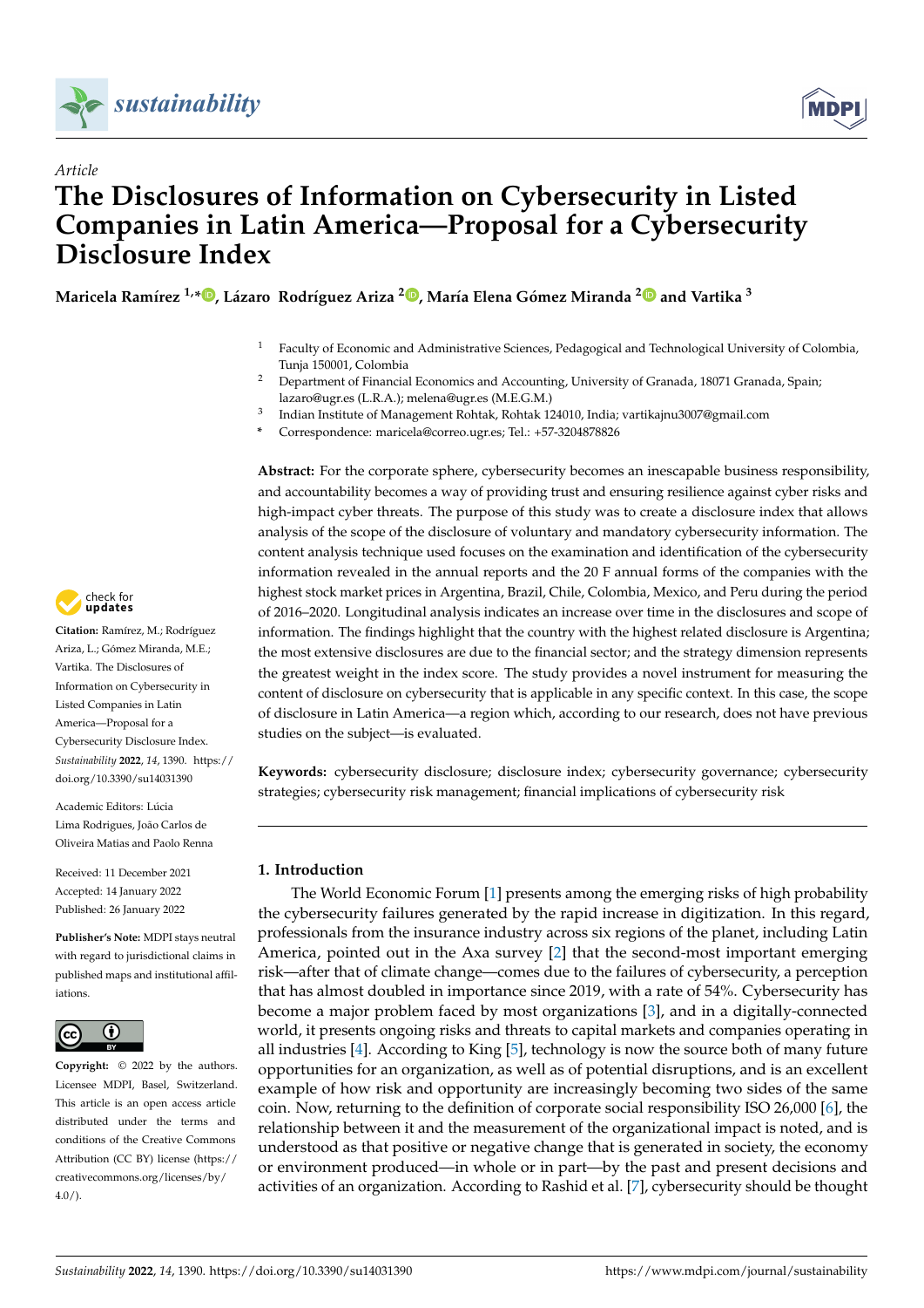*Article*

# The Disclosures of Information on Cybersecurity in Listed Companies in Latin America—Proposal for a Cybersecurity Disclosure Index

**Maricela Ramírez [1,*], Lázaro Rodríguez Ariza [2], María Elena Gómez Miranda [2] and Vartika [3]**

[1] Faculty of Economic and Administrative Sciences, Pedagogical and Technological University of Colombia, Tunja 150001, Colombia

[2] Department of Financial Economics and Accounting, University of Granada, 18071 Granada, Spain; lazaro@ugr.es (L.R.A.); melena@ugr.es (M.E.G.M.)

[3] Indian Institute of Management Rohtak, Rohtak 124010, India; vartikajnu3007@gmail.com

[*] Correspondence: maricela@correo.ugr.es; Tel.: +57-3204878826

**Citation:** Ramírez, M.; Rodríguez Ariza, L.; Gómez Miranda, M.E.; Vartika. The Disclosures of Information on Cybersecurity in Listed Companies in Latin America—Proposal for a Cybersecurity Disclosure Index. *Sustainability* **2022**, *14*, 1390. https://doi.org/10.3390/su14031390

Academic Editors: Lúcia Lima Rodrigues, João Carlos de Oliveira Matias and Paolo Renna

Received: 11 December 2021
Accepted: 14 January 2022
Published: 26 January 2022

**Publisher's Note:** MDPI stays neutral with regard to jurisdictional claims in published maps and institutional affiliations.

**Copyright:** © 2022 by the authors. Licensee MDPI, Basel, Switzerland. This article is an open access article distributed under the terms and conditions of the Creative Commons Attribution (CC BY) license (https://creativecommons.org/licenses/by/4.0/).

**Abstract:** For the corporate sphere, cybersecurity becomes an inescapable business responsibility, and accountability becomes a way of providing trust and ensuring resilience against cyber risks and high-impact cyber threats. The purpose of this study was to create a disclosure index that allows analysis of the scope of the disclosure of voluntary and mandatory cybersecurity information. The content analysis technique used focuses on the examination and identification of the cybersecurity information revealed in the annual reports and the 20 F annual forms of the companies with the highest stock market prices in Argentina, Brazil, Chile, Colombia, Mexico, and Peru during the period of 2016–2020. Longitudinal analysis indicates an increase over time in the disclosures and scope of information. The findings highlight that the country with the highest related disclosure is Argentina; the most extensive disclosures are due to the financial sector; and the strategy dimension represents the greatest weight in the index score. The study provides a novel instrument for measuring the content of disclosure on cybersecurity that is applicable in any specific context. In this case, the scope of disclosure in Latin America—a region which, according to our research, does not have previous studies on the subject—is evaluated.

**Keywords:** cybersecurity disclosure; disclosure index; cybersecurity governance; cybersecurity strategies; cybersecurity risk management; financial implications of cybersecurity risk

## 1. Introduction

The World Economic Forum [1] presents among the emerging risks of high probability the cybersecurity failures generated by the rapid increase in digitization. In this regard, professionals from the insurance industry across six regions of the planet, including Latin America, pointed out in the Axa survey [2] that the second-most important emerging risk—after that of climate change—comes due to the failures of cybersecurity, a perception that has almost doubled in importance since 2019, with a rate of 54%. Cybersecurity has become a major problem faced by most organizations [3], and in a digitally-connected world, it presents ongoing risks and threats to capital markets and companies operating in all industries [4]. According to King [5], technology is now the source both of many future opportunities for an organization, as well as of potential disruptions, and is an excellent example of how risk and opportunity are increasingly becoming two sides of the same coin. Now, returning to the definition of corporate social responsibility ISO 26,000 [6], the relationship between it and the measurement of the organizational impact is noted, and is understood as that positive or negative change that is generated in society, the economy or environment produced—in whole or in part—by the past and present decisions and activities of an organization. According to Rashid et al. [7], cybersecurity should be thought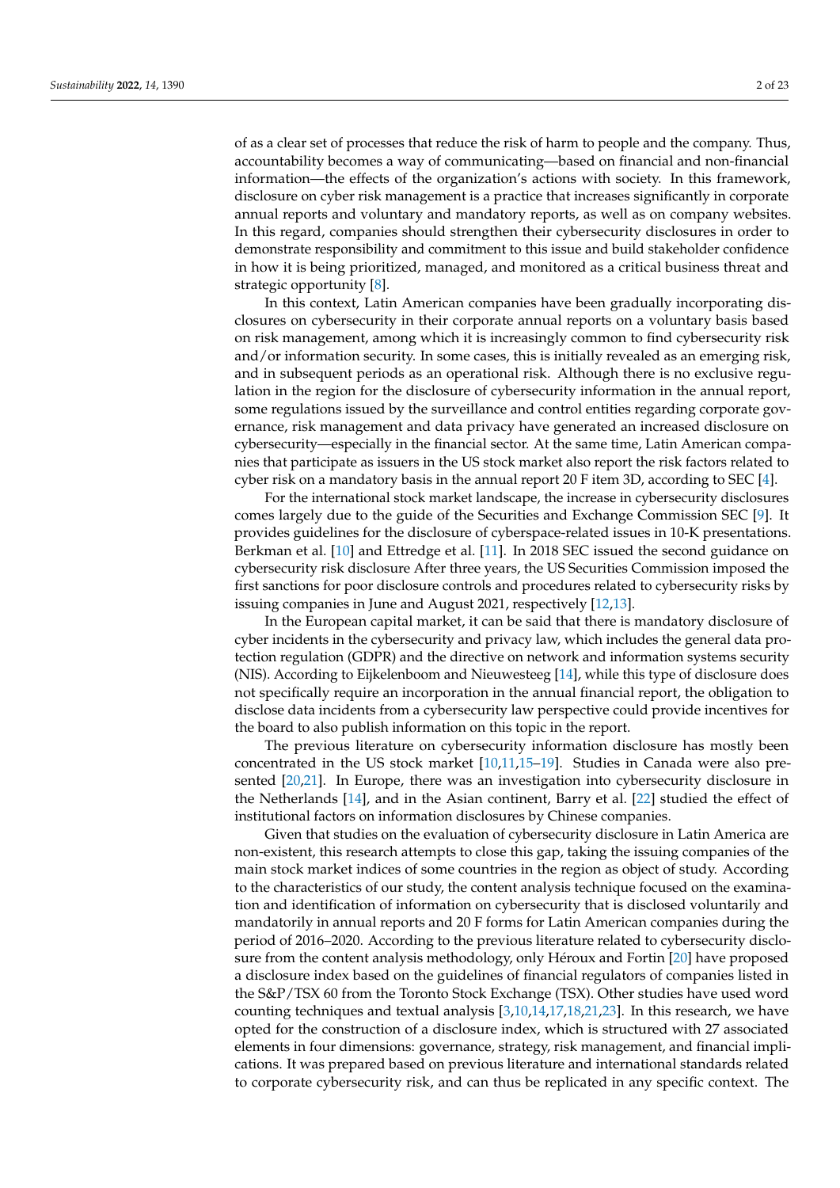of as a clear set of processes that reduce the risk of harm to people and the company. Thus, accountability becomes a way of communicating—based on financial and non-financial information—the effects of the organization's actions with society. In this framework, disclosure on cyber risk management is a practice that increases significantly in corporate annual reports and voluntary and mandatory reports, as well as on company websites. In this regard, companies should strengthen their cybersecurity disclosures in order to demonstrate responsibility and commitment to this issue and build stakeholder confidence in how it is being prioritized, managed, and monitored as a critical business threat and strategic opportunity [8].

In this context, Latin American companies have been gradually incorporating disclosures on cybersecurity in their corporate annual reports on a voluntary basis based on risk management, among which it is increasingly common to find cybersecurity risk and/or information security. In some cases, this is initially revealed as an emerging risk, and in subsequent periods as an operational risk. Although there is no exclusive regulation in the region for the disclosure of cybersecurity information in the annual report, some regulations issued by the surveillance and control entities regarding corporate governance, risk management and data privacy have generated an increased disclosure on cybersecurity—especially in the financial sector. At the same time, Latin American companies that participate as issuers in the US stock market also report the risk factors related to cyber risk on a mandatory basis in the annual report 20 F item 3D, according to SEC [4].

For the international stock market landscape, the increase in cybersecurity disclosures comes largely due to the guide of the Securities and Exchange Commission SEC [9]. It provides guidelines for the disclosure of cyberspace-related issues in 10-K presentations. Berkman et al. [10] and Ettredge et al. [11]. In 2018 SEC issued the second guidance on cybersecurity risk disclosure After three years, the US Securities Commission imposed the first sanctions for poor disclosure controls and procedures related to cybersecurity risks by issuing companies in June and August 2021, respectively [12,13].

In the European capital market, it can be said that there is mandatory disclosure of cyber incidents in the cybersecurity and privacy law, which includes the general data protection regulation (GDPR) and the directive on network and information systems security (NIS). According to Eijkelenboom and Nieuwesteeg [14], while this type of disclosure does not specifically require an incorporation in the annual financial report, the obligation to disclose data incidents from a cybersecurity law perspective could provide incentives for the board to also publish information on this topic in the report.

The previous literature on cybersecurity information disclosure has mostly been concentrated in the US stock market [10,11,15–19]. Studies in Canada were also presented [20,21]. In Europe, there was an investigation into cybersecurity disclosure in the Netherlands [14], and in the Asian continent, Barry et al. [22] studied the effect of institutional factors on information disclosures by Chinese companies.

Given that studies on the evaluation of cybersecurity disclosure in Latin America are non-existent, this research attempts to close this gap, taking the issuing companies of the main stock market indices of some countries in the region as object of study. According to the characteristics of our study, the content analysis technique focused on the examination and identification of information on cybersecurity that is disclosed voluntarily and mandatorily in annual reports and 20 F forms for Latin American companies during the period of 2016–2020. According to the previous literature related to cybersecurity disclosure from the content analysis methodology, only Héroux and Fortin [20] have proposed a disclosure index based on the guidelines of financial regulators of companies listed in the S&P/TSX 60 from the Toronto Stock Exchange (TSX). Other studies have used word counting techniques and textual analysis [3,10,14,17,18,21,23]. In this research, we have opted for the construction of a disclosure index, which is structured with 27 associated elements in four dimensions: governance, strategy, risk management, and financial implications. It was prepared based on previous literature and international standards related to corporate cybersecurity risk, and can thus be replicated in any specific context. The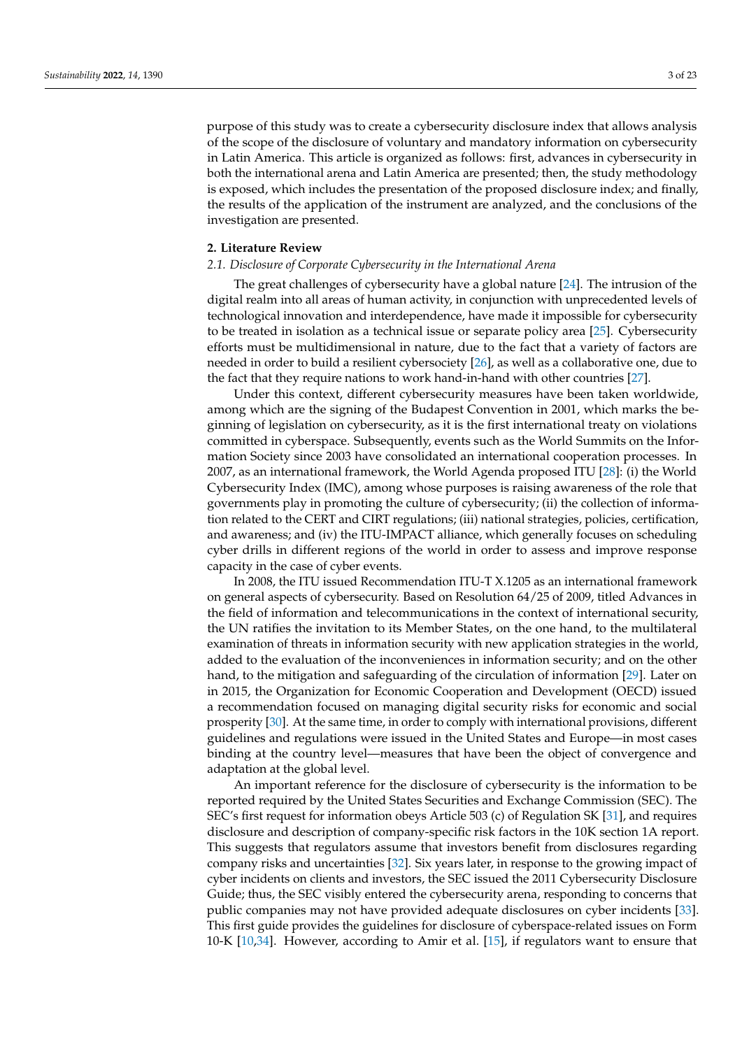purpose of this study was to create a cybersecurity disclosure index that allows analysis of the scope of the disclosure of voluntary and mandatory information on cybersecurity in Latin America. This article is organized as follows: first, advances in cybersecurity in both the international arena and Latin America are presented; then, the study methodology is exposed, which includes the presentation of the proposed disclosure index; and finally, the results of the application of the instrument are analyzed, and the conclusions of the investigation are presented.

## 2. Literature Review

### *2.1. Disclosure of Corporate Cybersecurity in the International Arena*

The great challenges of cybersecurity have a global nature [24]. The intrusion of the digital realm into all areas of human activity, in conjunction with unprecedented levels of technological innovation and interdependence, have made it impossible for cybersecurity to be treated in isolation as a technical issue or separate policy area [25]. Cybersecurity efforts must be multidimensional in nature, due to the fact that a variety of factors are needed in order to build a resilient cybersociety [26], as well as a collaborative one, due to the fact that they require nations to work hand-in-hand with other countries [27].

Under this context, different cybersecurity measures have been taken worldwide, among which are the signing of the Budapest Convention in 2001, which marks the beginning of legislation on cybersecurity, as it is the first international treaty on violations committed in cyberspace. Subsequently, events such as the World Summits on the Information Society since 2003 have consolidated an international cooperation processes. In 2007, as an international framework, the World Agenda proposed ITU [28]: (i) the World Cybersecurity Index (IMC), among whose purposes is raising awareness of the role that governments play in promoting the culture of cybersecurity; (ii) the collection of information related to the CERT and CIRT regulations; (iii) national strategies, policies, certification, and awareness; and (iv) the ITU-IMPACT alliance, which generally focuses on scheduling cyber drills in different regions of the world in order to assess and improve response capacity in the case of cyber events.

In 2008, the ITU issued Recommendation ITU-T X.1205 as an international framework on general aspects of cybersecurity. Based on Resolution 64/25 of 2009, titled Advances in the field of information and telecommunications in the context of international security, the UN ratifies the invitation to its Member States, on the one hand, to the multilateral examination of threats in information security with new application strategies in the world, added to the evaluation of the inconveniences in information security; and on the other hand, to the mitigation and safeguarding of the circulation of information [29]. Later on in 2015, the Organization for Economic Cooperation and Development (OECD) issued a recommendation focused on managing digital security risks for economic and social prosperity [30]. At the same time, in order to comply with international provisions, different guidelines and regulations were issued in the United States and Europe—in most cases binding at the country level—measures that have been the object of convergence and adaptation at the global level.

An important reference for the disclosure of cybersecurity is the information to be reported required by the United States Securities and Exchange Commission (SEC). The SEC's first request for information obeys Article 503 (c) of Regulation SK [31], and requires disclosure and description of company-specific risk factors in the 10K section 1A report. This suggests that regulators assume that investors benefit from disclosures regarding company risks and uncertainties [32]. Six years later, in response to the growing impact of cyber incidents on clients and investors, the SEC issued the 2011 Cybersecurity Disclosure Guide; thus, the SEC visibly entered the cybersecurity arena, responding to concerns that public companies may not have provided adequate disclosures on cyber incidents [33]. This first guide provides the guidelines for disclosure of cyberspace-related issues on Form 10-K [10,34]. However, according to Amir et al. [15], if regulators want to ensure that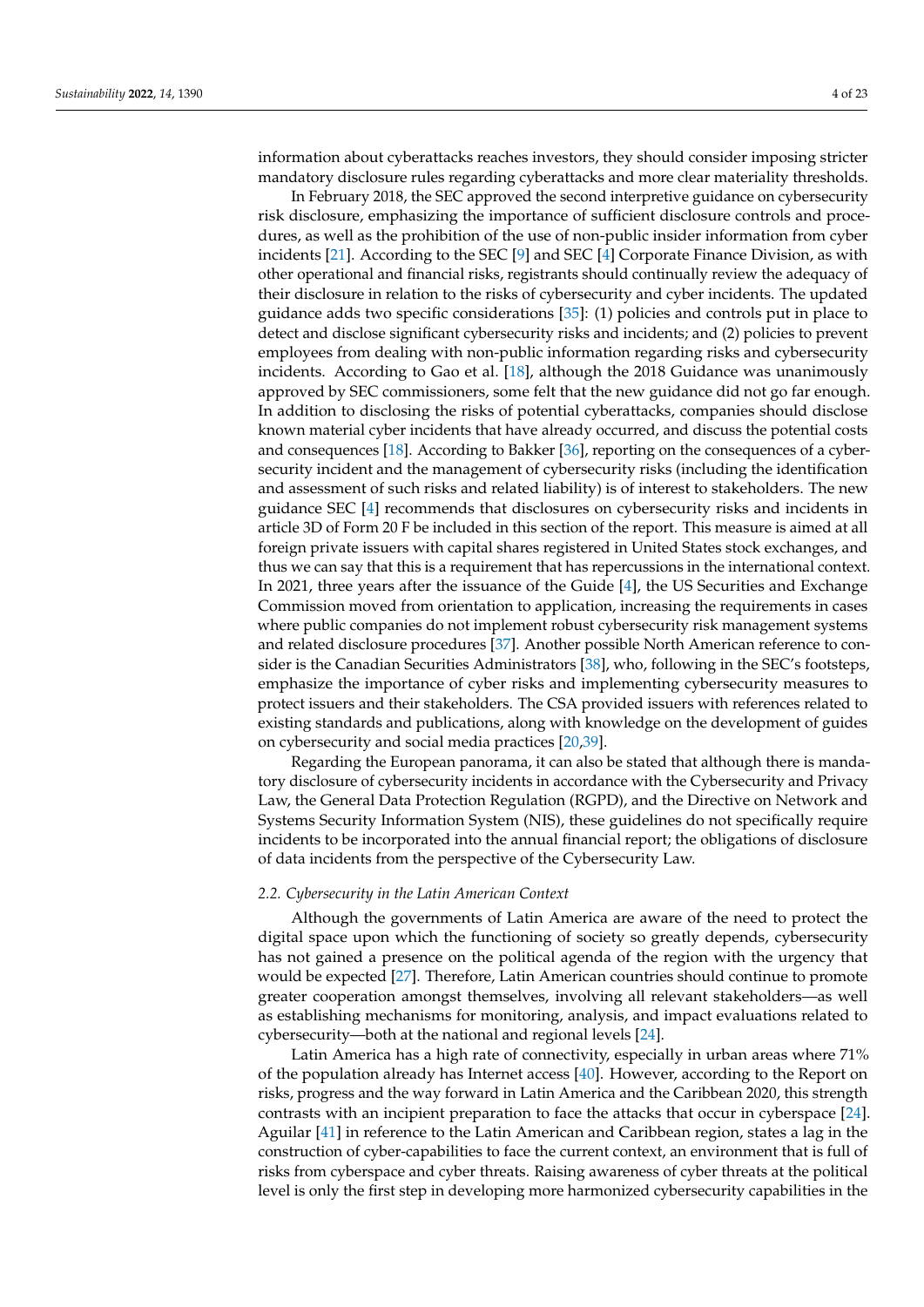information about cyberattacks reaches investors, they should consider imposing stricter mandatory disclosure rules regarding cyberattacks and more clear materiality thresholds.

In February 2018, the SEC approved the second interpretive guidance on cybersecurity risk disclosure, emphasizing the importance of sufficient disclosure controls and procedures, as well as the prohibition of the use of non-public insider information from cyber incidents [21]. According to the SEC [9] and SEC [4] Corporate Finance Division, as with other operational and financial risks, registrants should continually review the adequacy of their disclosure in relation to the risks of cybersecurity and cyber incidents. The updated guidance adds two specific considerations [35]: (1) policies and controls put in place to detect and disclose significant cybersecurity risks and incidents; and (2) policies to prevent employees from dealing with non-public information regarding risks and cybersecurity incidents. According to Gao et al. [18], although the 2018 Guidance was unanimously approved by SEC commissioners, some felt that the new guidance did not go far enough. In addition to disclosing the risks of potential cyberattacks, companies should disclose known material cyber incidents that have already occurred, and discuss the potential costs and consequences [18]. According to Bakker [36], reporting on the consequences of a cybersecurity incident and the management of cybersecurity risks (including the identification and assessment of such risks and related liability) is of interest to stakeholders. The new guidance SEC [4] recommends that disclosures on cybersecurity risks and incidents in article 3D of Form 20 F be included in this section of the report. This measure is aimed at all foreign private issuers with capital shares registered in United States stock exchanges, and thus we can say that this is a requirement that has repercussions in the international context. In 2021, three years after the issuance of the Guide [4], the US Securities and Exchange Commission moved from orientation to application, increasing the requirements in cases where public companies do not implement robust cybersecurity risk management systems and related disclosure procedures [37]. Another possible North American reference to consider is the Canadian Securities Administrators [38], who, following in the SEC's footsteps, emphasize the importance of cyber risks and implementing cybersecurity measures to protect issuers and their stakeholders. The CSA provided issuers with references related to existing standards and publications, along with knowledge on the development of guides on cybersecurity and social media practices [20,39].

Regarding the European panorama, it can also be stated that although there is mandatory disclosure of cybersecurity incidents in accordance with the Cybersecurity and Privacy Law, the General Data Protection Regulation (RGPD), and the Directive on Network and Systems Security Information System (NIS), these guidelines do not specifically require incidents to be incorporated into the annual financial report; the obligations of disclosure of data incidents from the perspective of the Cybersecurity Law.

### 2.2. Cybersecurity in the Latin American Context

Although the governments of Latin America are aware of the need to protect the digital space upon which the functioning of society so greatly depends, cybersecurity has not gained a presence on the political agenda of the region with the urgency that would be expected [27]. Therefore, Latin American countries should continue to promote greater cooperation amongst themselves, involving all relevant stakeholders—as well as establishing mechanisms for monitoring, analysis, and impact evaluations related to cybersecurity—both at the national and regional levels [24].

Latin America has a high rate of connectivity, especially in urban areas where 71% of the population already has Internet access [40]. However, according to the Report on risks, progress and the way forward in Latin America and the Caribbean 2020, this strength contrasts with an incipient preparation to face the attacks that occur in cyberspace [24]. Aguilar [41] in reference to the Latin American and Caribbean region, states a lag in the construction of cyber-capabilities to face the current context, an environment that is full of risks from cyberspace and cyber threats. Raising awareness of cyber threats at the political level is only the first step in developing more harmonized cybersecurity capabilities in the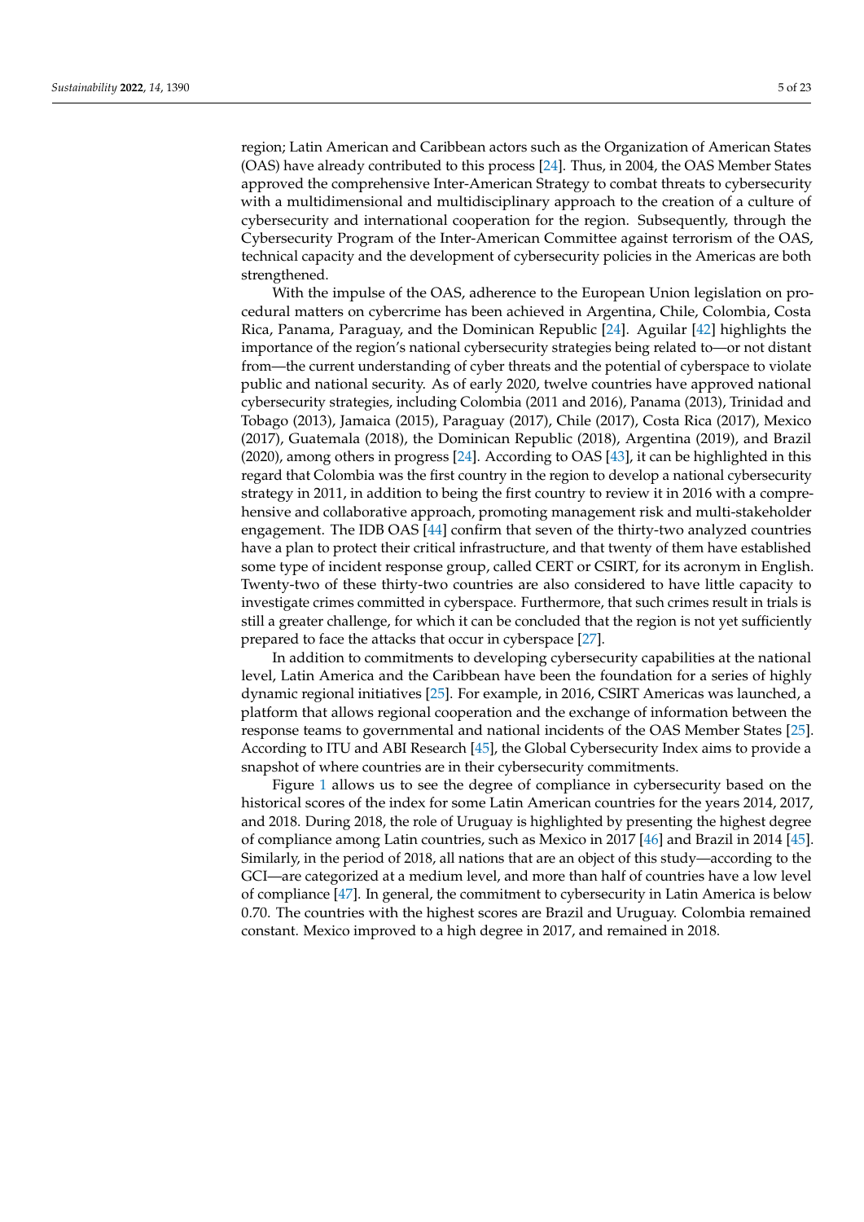region; Latin American and Caribbean actors such as the Organization of American States (OAS) have already contributed to this process [24]. Thus, in 2004, the OAS Member States approved the comprehensive Inter-American Strategy to combat threats to cybersecurity with a multidimensional and multidisciplinary approach to the creation of a culture of cybersecurity and international cooperation for the region. Subsequently, through the Cybersecurity Program of the Inter-American Committee against terrorism of the OAS, technical capacity and the development of cybersecurity policies in the Americas are both strengthened.

With the impulse of the OAS, adherence to the European Union legislation on procedural matters on cybercrime has been achieved in Argentina, Chile, Colombia, Costa Rica, Panama, Paraguay, and the Dominican Republic [24]. Aguilar [42] highlights the importance of the region's national cybersecurity strategies being related to—or not distant from—the current understanding of cyber threats and the potential of cyberspace to violate public and national security. As of early 2020, twelve countries have approved national cybersecurity strategies, including Colombia (2011 and 2016), Panama (2013), Trinidad and Tobago (2013), Jamaica (2015), Paraguay (2017), Chile (2017), Costa Rica (2017), Mexico (2017), Guatemala (2018), the Dominican Republic (2018), Argentina (2019), and Brazil (2020), among others in progress [24]. According to OAS [43], it can be highlighted in this regard that Colombia was the first country in the region to develop a national cybersecurity strategy in 2011, in addition to being the first country to review it in 2016 with a comprehensive and collaborative approach, promoting management risk and multi-stakeholder engagement. The IDB OAS [44] confirm that seven of the thirty-two analyzed countries have a plan to protect their critical infrastructure, and that twenty of them have established some type of incident response group, called CERT or CSIRT, for its acronym in English. Twenty-two of these thirty-two countries are also considered to have little capacity to investigate crimes committed in cyberspace. Furthermore, that such crimes result in trials is still a greater challenge, for which it can be concluded that the region is not yet sufficiently prepared to face the attacks that occur in cyberspace [27].

In addition to commitments to developing cybersecurity capabilities at the national level, Latin America and the Caribbean have been the foundation for a series of highly dynamic regional initiatives [25]. For example, in 2016, CSIRT Americas was launched, a platform that allows regional cooperation and the exchange of information between the response teams to governmental and national incidents of the OAS Member States [25]. According to ITU and ABI Research [45], the Global Cybersecurity Index aims to provide a snapshot of where countries are in their cybersecurity commitments.

Figure 1 allows us to see the degree of compliance in cybersecurity based on the historical scores of the index for some Latin American countries for the years 2014, 2017, and 2018. During 2018, the role of Uruguay is highlighted by presenting the highest degree of compliance among Latin countries, such as Mexico in 2017 [46] and Brazil in 2014 [45]. Similarly, in the period of 2018, all nations that are an object of this study—according to the GCI—are categorized at a medium level, and more than half of countries have a low level of compliance [47]. In general, the commitment to cybersecurity in Latin America is below 0.70. The countries with the highest scores are Brazil and Uruguay. Colombia remained constant. Mexico improved to a high degree in 2017, and remained in 2018.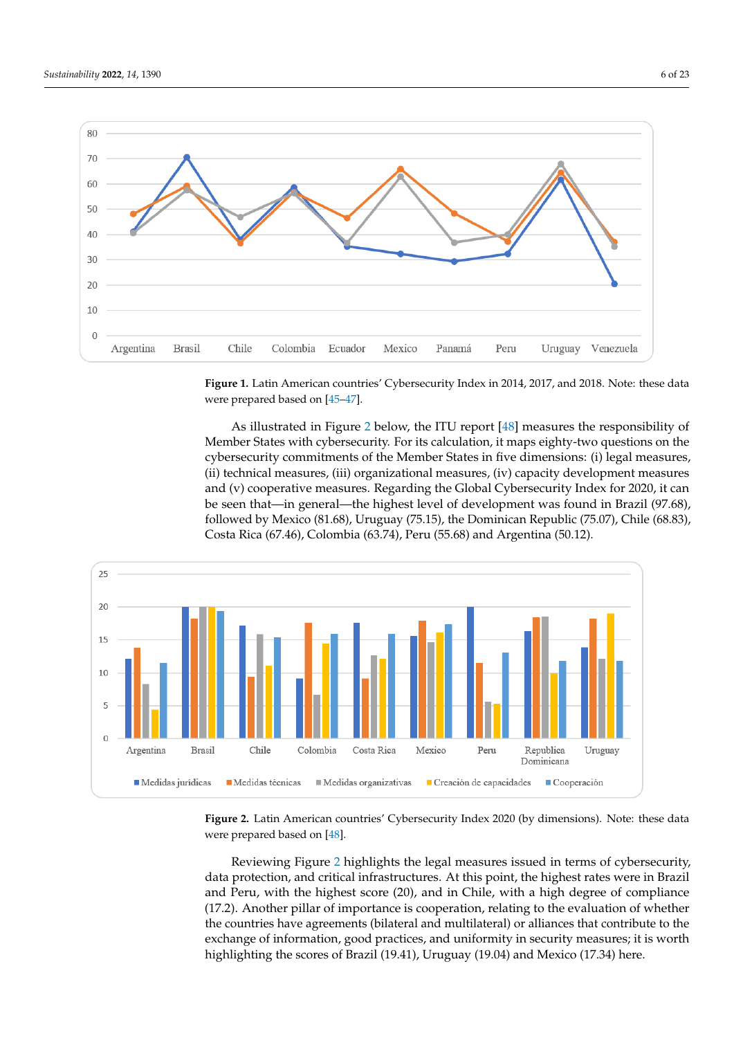**Figure 1.** Latin American countries' Cybersecurity Index in 2014, 2017, and 2018. Note: these data were prepared based on [45–47].

As illustrated in Figure 2 below, the ITU report [48] measures the responsibility of Member States with cybersecurity. For its calculation, it maps eighty-two questions on the cybersecurity commitments of the Member States in five dimensions: (i) legal measures, (ii) technical measures, (iii) organizational measures, (iv) capacity development measures and (v) cooperative measures. Regarding the Global Cybersecurity Index for 2020, it can be seen that—in general—the highest level of development was found in Brazil (97.68), followed by Mexico (81.68), Uruguay (75.15), the Dominican Republic (75.07), Chile (68.83), Costa Rica (67.46), Colombia (63.74), Peru (55.68) and Argentina (50.12).

**Figure 2.** Latin American countries' Cybersecurity Index 2020 (by dimensions). Note: these data were prepared based on [48].

Reviewing Figure 2 highlights the legal measures issued in terms of cybersecurity, data protection, and critical infrastructures. At this point, the highest rates were in Brazil and Peru, with the highest score (20), and in Chile, with a high degree of compliance (17.2). Another pillar of importance is cooperation, relating to the evaluation of whether the countries have agreements (bilateral and multilateral) or alliances that contribute to the exchange of information, good practices, and uniformity in security measures; it is worth highlighting the scores of Brazil (19.41), Uruguay (19.04) and Mexico (17.34) here.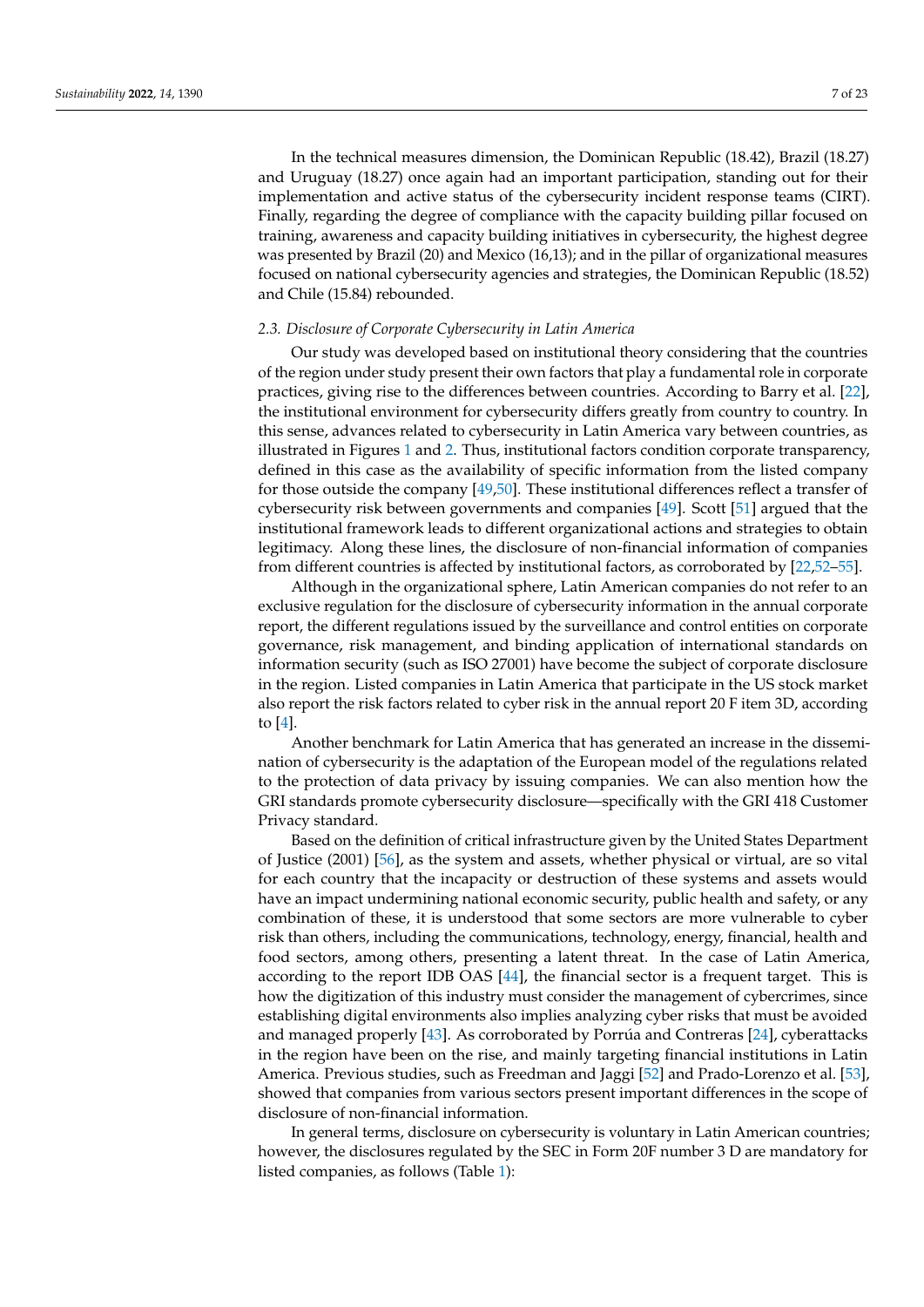In the technical measures dimension, the Dominican Republic (18.42), Brazil (18.27) and Uruguay (18.27) once again had an important participation, standing out for their implementation and active status of the cybersecurity incident response teams (CIRT). Finally, regarding the degree of compliance with the capacity building pillar focused on training, awareness and capacity building initiatives in cybersecurity, the highest degree was presented by Brazil (20) and Mexico (16,13); and in the pillar of organizational measures focused on national cybersecurity agencies and strategies, the Dominican Republic (18.52) and Chile (15.84) rebounded.

### *2.3. Disclosure of Corporate Cybersecurity in Latin America*

Our study was developed based on institutional theory considering that the countries of the region under study present their own factors that play a fundamental role in corporate practices, giving rise to the differences between countries. According to Barry et al. [22], the institutional environment for cybersecurity differs greatly from country to country. In this sense, advances related to cybersecurity in Latin America vary between countries, as illustrated in Figures 1 and 2. Thus, institutional factors condition corporate transparency, defined in this case as the availability of specific information from the listed company for those outside the company [49,50]. These institutional differences reflect a transfer of cybersecurity risk between governments and companies [49]. Scott [51] argued that the institutional framework leads to different organizational actions and strategies to obtain legitimacy. Along these lines, the disclosure of non-financial information of companies from different countries is affected by institutional factors, as corroborated by [22,52–55].

Although in the organizational sphere, Latin American companies do not refer to an exclusive regulation for the disclosure of cybersecurity information in the annual corporate report, the different regulations issued by the surveillance and control entities on corporate governance, risk management, and binding application of international standards on information security (such as ISO 27001) have become the subject of corporate disclosure in the region. Listed companies in Latin America that participate in the US stock market also report the risk factors related to cyber risk in the annual report 20 F item 3D, according to [4].

Another benchmark for Latin America that has generated an increase in the dissemination of cybersecurity is the adaptation of the European model of the regulations related to the protection of data privacy by issuing companies. We can also mention how the GRI standards promote cybersecurity disclosure—specifically with the GRI 418 Customer Privacy standard.

Based on the definition of critical infrastructure given by the United States Department of Justice (2001) [56], as the system and assets, whether physical or virtual, are so vital for each country that the incapacity or destruction of these systems and assets would have an impact undermining national economic security, public health and safety, or any combination of these, it is understood that some sectors are more vulnerable to cyber risk than others, including the communications, technology, energy, financial, health and food sectors, among others, presenting a latent threat. In the case of Latin America, according to the report IDB OAS [44], the financial sector is a frequent target. This is how the digitization of this industry must consider the management of cybercrimes, since establishing digital environments also implies analyzing cyber risks that must be avoided and managed properly [43]. As corroborated by Porrúa and Contreras [24], cyberattacks in the region have been on the rise, and mainly targeting financial institutions in Latin America. Previous studies, such as Freedman and Jaggi [52] and Prado-Lorenzo et al. [53], showed that companies from various sectors present important differences in the scope of disclosure of non-financial information.

In general terms, disclosure on cybersecurity is voluntary in Latin American countries; however, the disclosures regulated by the SEC in Form 20F number 3 D are mandatory for listed companies, as follows (Table 1):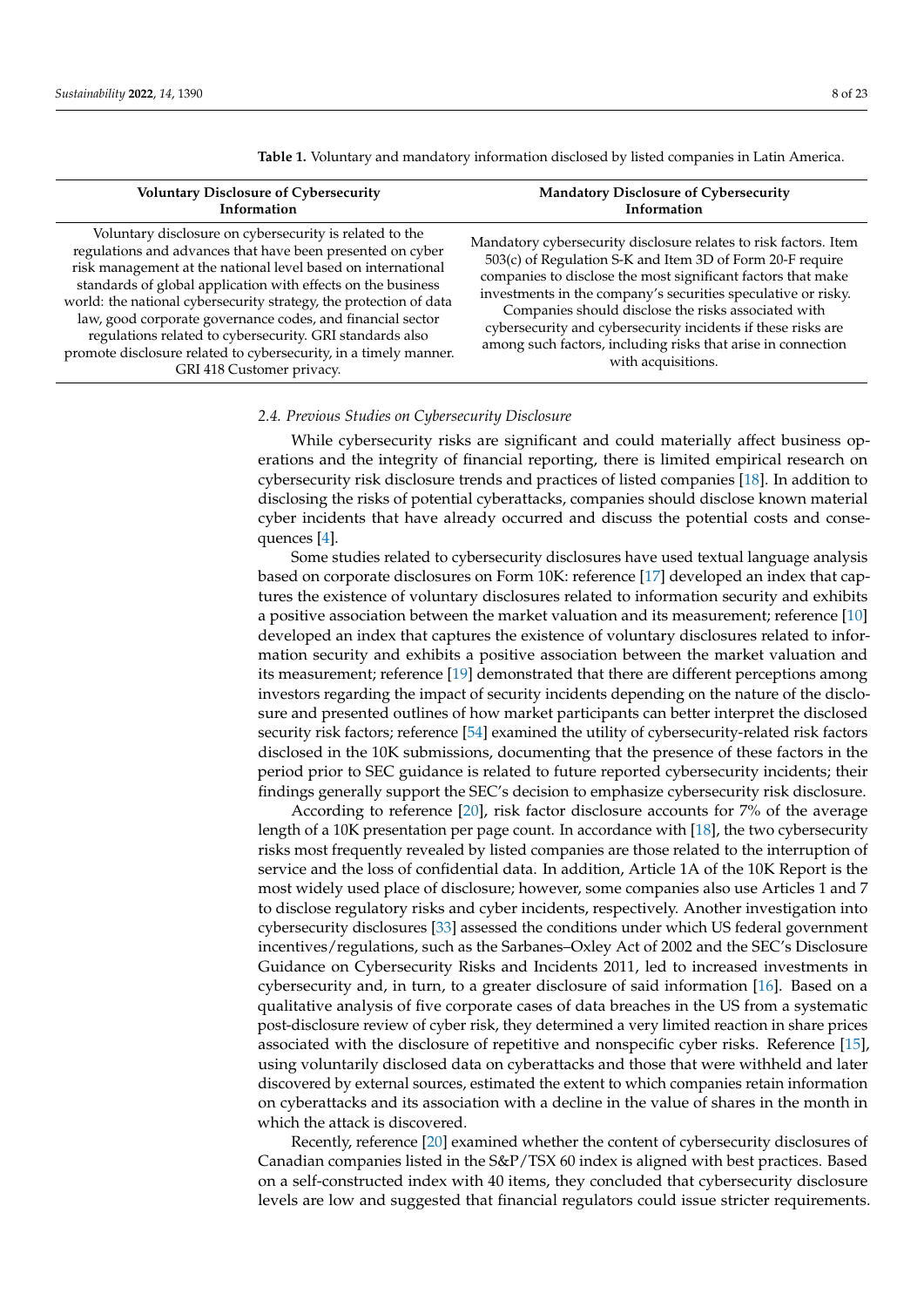**Table 1.** Voluntary and mandatory information disclosed by listed companies in Latin America.

| Voluntary Disclosure of Cybersecurity Information | Mandatory Disclosure of Cybersecurity Information |
| --- | --- |
| Voluntary disclosure on cybersecurity is related to the regulations and advances that have been presented on cyber risk management at the national level based on international standards of global application with effects on the business world: the national cybersecurity strategy, the protection of data law, good corporate governance codes, and financial sector regulations related to cybersecurity. GRI standards also promote disclosure related to cybersecurity, in a timely manner. GRI 418 Customer privacy. | Mandatory cybersecurity disclosure relates to risk factors. Item 503(c) of Regulation S-K and Item 3D of Form 20-F require companies to disclose the most significant factors that make investments in the company's securities speculative or risky. Companies should disclose the risks associated with cybersecurity and cybersecurity incidents if these risks are among such factors, including risks that arise in connection with acquisitions. |

### 2.4. Previous Studies on Cybersecurity Disclosure

While cybersecurity risks are significant and could materially affect business operations and the integrity of financial reporting, there is limited empirical research on cybersecurity risk disclosure trends and practices of listed companies [18]. In addition to disclosing the risks of potential cyberattacks, companies should disclose known material cyber incidents that have already occurred and discuss the potential costs and consequences [4].

Some studies related to cybersecurity disclosures have used textual language analysis based on corporate disclosures on Form 10K: reference [17] developed an index that captures the existence of voluntary disclosures related to information security and exhibits a positive association between the market valuation and its measurement; reference [10] developed an index that captures the existence of voluntary disclosures related to information security and exhibits a positive association between the market valuation and its measurement; reference [19] demonstrated that there are different perceptions among investors regarding the impact of security incidents depending on the nature of the disclosure and presented outlines of how market participants can better interpret the disclosed security risk factors; reference [54] examined the utility of cybersecurity-related risk factors disclosed in the 10K submissions, documenting that the presence of these factors in the period prior to SEC guidance is related to future reported cybersecurity incidents; their findings generally support the SEC's decision to emphasize cybersecurity risk disclosure.

According to reference [20], risk factor disclosure accounts for 7% of the average length of a 10K presentation per page count. In accordance with [18], the two cybersecurity risks most frequently revealed by listed companies are those related to the interruption of service and the loss of confidential data. In addition, Article 1A of the 10K Report is the most widely used place of disclosure; however, some companies also use Articles 1 and 7 to disclose regulatory risks and cyber incidents, respectively. Another investigation into cybersecurity disclosures [33] assessed the conditions under which US federal government incentives/regulations, such as the Sarbanes–Oxley Act of 2002 and the SEC's Disclosure Guidance on Cybersecurity Risks and Incidents 2011, led to increased investments in cybersecurity and, in turn, to a greater disclosure of said information [16]. Based on a qualitative analysis of five corporate cases of data breaches in the US from a systematic post-disclosure review of cyber risk, they determined a very limited reaction in share prices associated with the disclosure of repetitive and nonspecific cyber risks. Reference [15], using voluntarily disclosed data on cyberattacks and those that were withheld and later discovered by external sources, estimated the extent to which companies retain information on cyberattacks and its association with a decline in the value of shares in the month in which the attack is discovered.

Recently, reference [20] examined whether the content of cybersecurity disclosures of Canadian companies listed in the S&P/TSX 60 index is aligned with best practices. Based on a self-constructed index with 40 items, they concluded that cybersecurity disclosure levels are low and suggested that financial regulators could issue stricter requirements.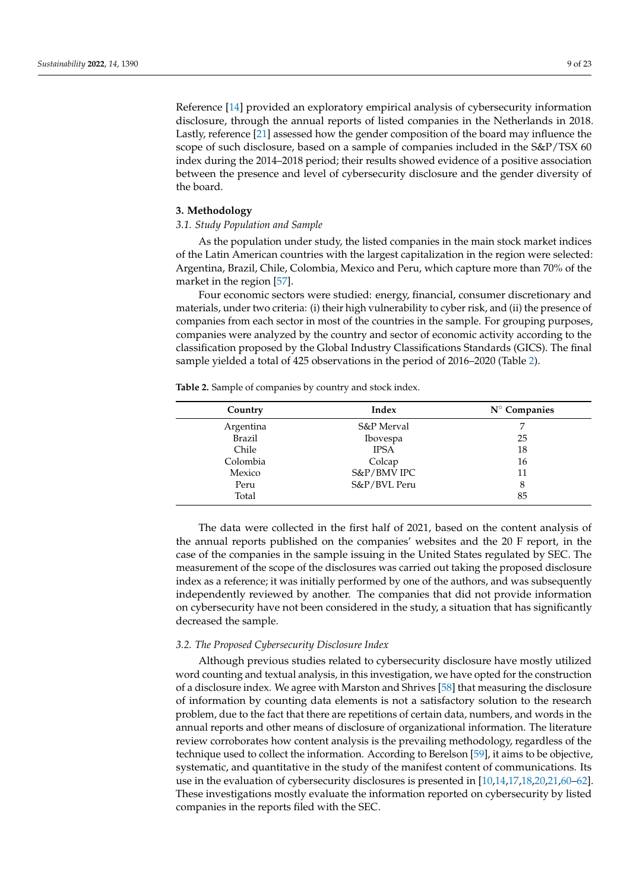Reference [14] provided an exploratory empirical analysis of cybersecurity information disclosure, through the annual reports of listed companies in the Netherlands in 2018. Lastly, reference [21] assessed how the gender composition of the board may influence the scope of such disclosure, based on a sample of companies included in the S&P/TSX 60 index during the 2014–2018 period; their results showed evidence of a positive association between the presence and level of cybersecurity disclosure and the gender diversity of the board.

## 3. Methodology

### 3.1. Study Population and Sample

As the population under study, the listed companies in the main stock market indices of the Latin American countries with the largest capitalization in the region were selected: Argentina, Brazil, Chile, Colombia, Mexico and Peru, which capture more than 70% of the market in the region [57].

Four economic sectors were studied: energy, financial, consumer discretionary and materials, under two criteria: (i) their high vulnerability to cyber risk, and (ii) the presence of companies from each sector in most of the countries in the sample. For grouping purposes, companies were analyzed by the country and sector of economic activity according to the classification proposed by the Global Industry Classifications Standards (GICS). The final sample yielded a total of 425 observations in the period of 2016–2020 (Table 2).

**Table 2.** Sample of companies by country and stock index.

| Country | Index | N° Companies |
|---|---|---|
| Argentina | S&P Merval | 7 |
| Brazil | Ibovespa | 25 |
| Chile | IPSA | 18 |
| Colombia | Colcap | 16 |
| Mexico | S&P/BMV IPC | 11 |
| Peru | S&P/BVL Peru | 8 |
| Total | | 85 |

The data were collected in the first half of 2021, based on the content analysis of the annual reports published on the companies' websites and the 20 F report, in the case of the companies in the sample issuing in the United States regulated by SEC. The measurement of the scope of the disclosures was carried out taking the proposed disclosure index as a reference; it was initially performed by one of the authors, and was subsequently independently reviewed by another. The companies that did not provide information on cybersecurity have not been considered in the study, a situation that has significantly decreased the sample.

### 3.2. The Proposed Cybersecurity Disclosure Index

Although previous studies related to cybersecurity disclosure have mostly utilized word counting and textual analysis, in this investigation, we have opted for the construction of a disclosure index. We agree with Marston and Shrives [58] that measuring the disclosure of information by counting data elements is not a satisfactory solution to the research problem, due to the fact that there are repetitions of certain data, numbers, and words in the annual reports and other means of disclosure of organizational information. The literature review corroborates how content analysis is the prevailing methodology, regardless of the technique used to collect the information. According to Berelson [59], it aims to be objective, systematic, and quantitative in the study of the manifest content of communications. Its use in the evaluation of cybersecurity disclosures is presented in [10,14,17,18,20,21,60–62]. These investigations mostly evaluate the information reported on cybersecurity by listed companies in the reports filed with the SEC.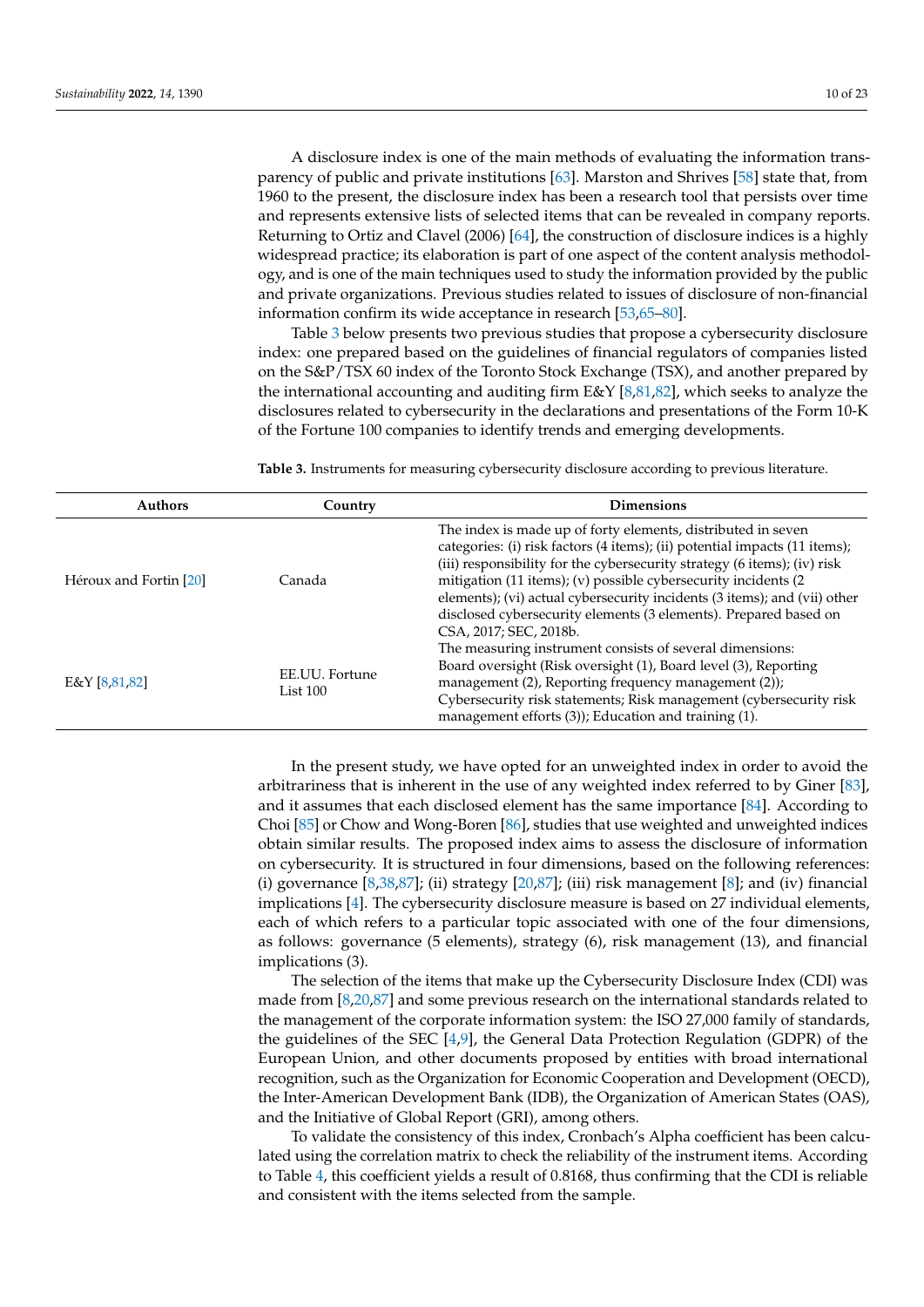A disclosure index is one of the main methods of evaluating the information transparency of public and private institutions [63]. Marston and Shrives [58] state that, from 1960 to the present, the disclosure index has been a research tool that persists over time and represents extensive lists of selected items that can be revealed in company reports. Returning to Ortiz and Clavel (2006) [64], the construction of disclosure indices is a highly widespread practice; its elaboration is part of one aspect of the content analysis methodology, and is one of the main techniques used to study the information provided by the public and private organizations. Previous studies related to issues of disclosure of non-financial information confirm its wide acceptance in research [53,65–80].

Table 3 below presents two previous studies that propose a cybersecurity disclosure index: one prepared based on the guidelines of financial regulators of companies listed on the S&P/TSX 60 index of the Toronto Stock Exchange (TSX), and another prepared by the international accounting and auditing firm E&Y [8,81,82], which seeks to analyze the disclosures related to cybersecurity in the declarations and presentations of the Form 10-K of the Fortune 100 companies to identify trends and emerging developments.

**Table 3.** Instruments for measuring cybersecurity disclosure according to previous literature.

| Authors | Country | Dimensions |
| --- | --- | --- |
| Héroux and Fortin [20] | Canada | The index is made up of forty elements, distributed in seven categories: (i) risk factors (4 items); (ii) potential impacts (11 items); (iii) responsibility for the cybersecurity strategy (6 items); (iv) risk mitigation (11 items); (v) possible cybersecurity incidents (2 elements); (vi) actual cybersecurity incidents (3 items); and (vii) other disclosed cybersecurity elements (3 elements). Prepared based on CSA, 2017; SEC, 2018b. |
| E&Y [8,81,82] | EE.UU. Fortune List 100 | The measuring instrument consists of several dimensions: Board oversight (Risk oversight (1), Board level (3), Reporting management (2), Reporting frequency management (2)); Cybersecurity risk statements; Risk management (cybersecurity risk management efforts (3)); Education and training (1). |

In the present study, we have opted for an unweighted index in order to avoid the arbitrariness that is inherent in the use of any weighted index referred to by Giner [83], and it assumes that each disclosed element has the same importance [84]. According to Choi [85] or Chow and Wong-Boren [86], studies that use weighted and unweighted indices obtain similar results. The proposed index aims to assess the disclosure of information on cybersecurity. It is structured in four dimensions, based on the following references: (i) governance [8,38,87]; (ii) strategy [20,87]; (iii) risk management [8]; and (iv) financial implications [4]. The cybersecurity disclosure measure is based on 27 individual elements, each of which refers to a particular topic associated with one of the four dimensions, as follows: governance (5 elements), strategy (6), risk management (13), and financial implications (3).

The selection of the items that make up the Cybersecurity Disclosure Index (CDI) was made from [8,20,87] and some previous research on the international standards related to the management of the corporate information system: the ISO 27,000 family of standards, the guidelines of the SEC [4,9], the General Data Protection Regulation (GDPR) of the European Union, and other documents proposed by entities with broad international recognition, such as the Organization for Economic Cooperation and Development (OECD), the Inter-American Development Bank (IDB), the Organization of American States (OAS), and the Initiative of Global Report (GRI), among others.

To validate the consistency of this index, Cronbach's Alpha coefficient has been calculated using the correlation matrix to check the reliability of the instrument items. According to Table 4, this coefficient yields a result of 0.8168, thus confirming that the CDI is reliable and consistent with the items selected from the sample.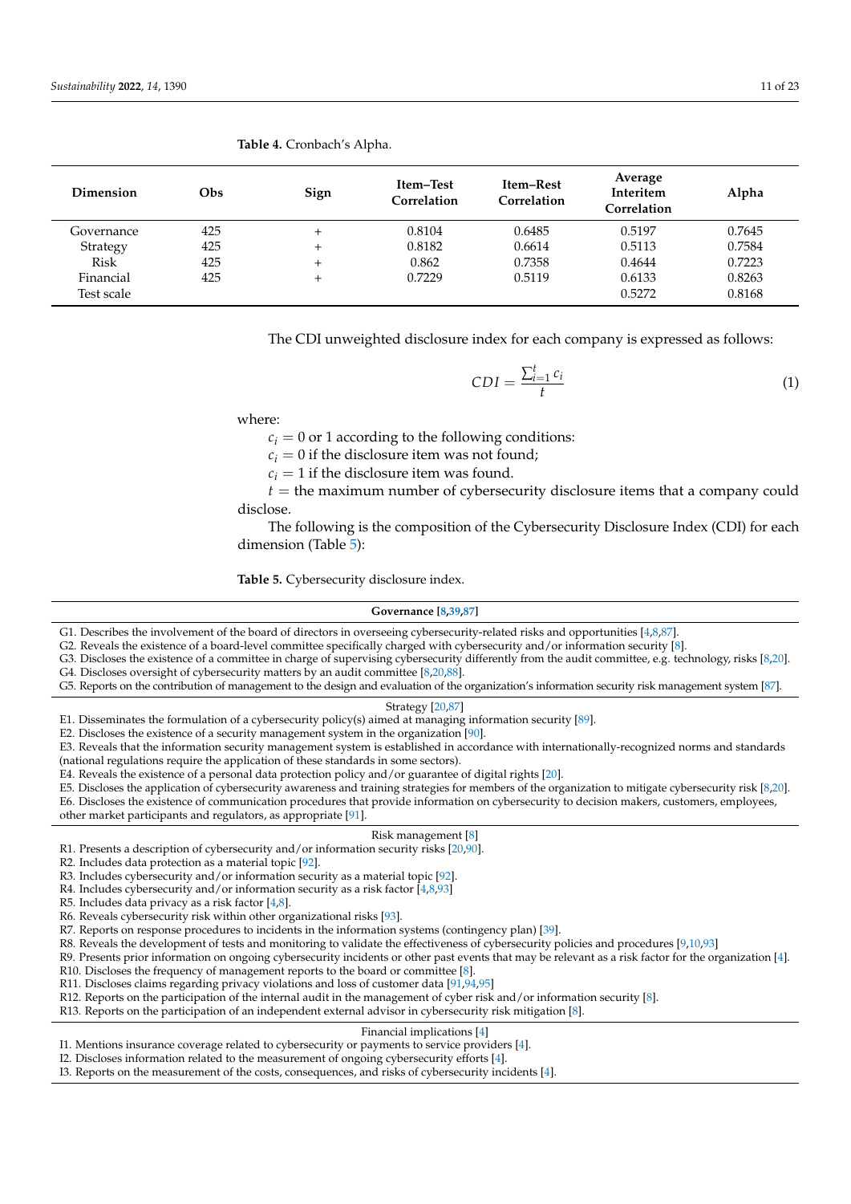**Table 4.** Cronbach's Alpha.

| Dimension | Obs | Sign | Item–Test Correlation | Item–Rest Correlation | Average Interitem Correlation | Alpha |
|---|---|---|---|---|---|---|
| Governance | 425 | + | 0.8104 | 0.6485 | 0.5197 | 0.7645 |
| Strategy | 425 | + | 0.8182 | 0.6614 | 0.5113 | 0.7584 |
| Risk | 425 | + | 0.862 | 0.7358 | 0.4644 | 0.7223 |
| Financial | 425 | + | 0.7229 | 0.5119 | 0.6133 | 0.8263 |
| Test scale | | | | | 0.5272 | 0.8168 |

The CDI unweighted disclosure index for each company is expressed as follows:

$$CDI = \frac{\sum_{i=1}^{t} c_i}{t} \quad (1)$$

where:

$c_i = 0$ or 1 according to the following conditions:

$c_i = 0$ if the disclosure item was not found;

$c_i = 1$ if the disclosure item was found.

$t =$ the maximum number of cybersecurity disclosure items that a company could disclose.

The following is the composition of the Cybersecurity Disclosure Index (CDI) for each dimension (Table 5):

**Table 5.** Cybersecurity disclosure index.

| **Governance [8,39,87]** |
|---|
| G1. Describes the involvement of the board of directors in overseeing cybersecurity-related risks and opportunities [4,8,87]. |
| G2. Reveals the existence of a board-level committee specifically charged with cybersecurity and/or information security [8]. |
| G3. Discloses the existence of a committee in charge of supervising cybersecurity differently from the audit committee, e.g. technology, risks [8,20]. |
| G4. Discloses oversight of cybersecurity matters by an audit committee [8,20,88]. |
| G5. Reports on the contribution of management to the design and evaluation of the organization's information security risk management system [87]. |
| Strategy [20,87] |
| E1. Disseminates the formulation of a cybersecurity policy(s) aimed at managing information security [89]. |
| E2. Discloses the existence of a security management system in the organization [90]. |
| E3. Reveals that the information security management system is established in accordance with internationally-recognized norms and standards (national regulations require the application of these standards in some sectors). |
| E4. Reveals the existence of a personal data protection policy and/or guarantee of digital rights [20]. |
| E5. Discloses the application of cybersecurity awareness and training strategies for members of the organization to mitigate cybersecurity risk [8,20]. |
| E6. Discloses the existence of communication procedures that provide information on cybersecurity to decision makers, customers, employees, other market participants and regulators, as appropriate [91]. |
| Risk management [8] |
| R1. Presents a description of cybersecurity and/or information security risks [20,90]. |
| R2. Includes data protection as a material topic [92]. |
| R3. Includes cybersecurity and/or information security as a material topic [92]. |
| R4. Includes cybersecurity and/or information security as a risk factor [4,8,93] |
| R5. Includes data privacy as a risk factor [4,8]. |
| R6. Reveals cybersecurity risk within other organizational risks [93]. |
| R7. Reports on response procedures to incidents in the information systems (contingency plan) [39]. |
| R8. Reveals the development of tests and monitoring to validate the effectiveness of cybersecurity policies and procedures [9,10,93] |
| R9. Presents prior information on ongoing cybersecurity incidents or other past events that may be relevant as a risk factor for the organization [4]. |
| R10. Discloses the frequency of management reports to the board or committee [8]. |
| R11. Discloses claims regarding privacy violations and loss of customer data [91,94,95] |
| R12. Reports on the participation of the internal audit in the management of cyber risk and/or information security [8]. |
| R13. Reports on the participation of an independent external advisor in cybersecurity risk mitigation [8]. |
| Financial implications [4] |
| I1. Mentions insurance coverage related to cybersecurity or payments to service providers [4]. |
| I2. Discloses information related to the measurement of ongoing cybersecurity efforts [4]. |
| I3. Reports on the measurement of the costs, consequences, and risks of cybersecurity incidents [4]. |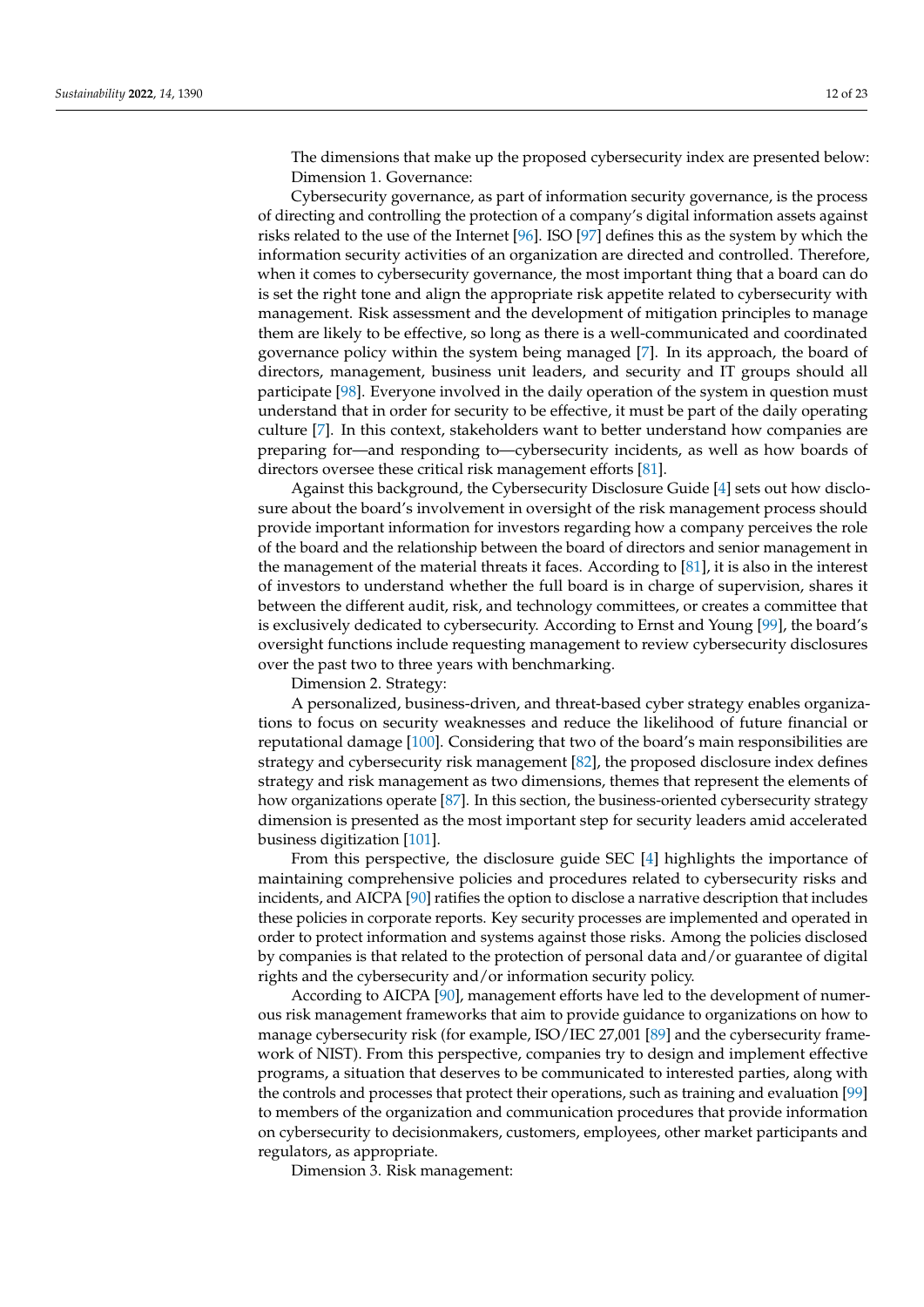The dimensions that make up the proposed cybersecurity index are presented below:

Dimension 1. Governance:

Cybersecurity governance, as part of information security governance, is the process of directing and controlling the protection of a company's digital information assets against risks related to the use of the Internet [96]. ISO [97] defines this as the system by which the information security activities of an organization are directed and controlled. Therefore, when it comes to cybersecurity governance, the most important thing that a board can do is set the right tone and align the appropriate risk appetite related to cybersecurity with management. Risk assessment and the development of mitigation principles to manage them are likely to be effective, so long as there is a well-communicated and coordinated governance policy within the system being managed [7]. In its approach, the board of directors, management, business unit leaders, and security and IT groups should all participate [98]. Everyone involved in the daily operation of the system in question must understand that in order for security to be effective, it must be part of the daily operating culture [7]. In this context, stakeholders want to better understand how companies are preparing for—and responding to—cybersecurity incidents, as well as how boards of directors oversee these critical risk management efforts [81].

Against this background, the Cybersecurity Disclosure Guide [4] sets out how disclosure about the board's involvement in oversight of the risk management process should provide important information for investors regarding how a company perceives the role of the board and the relationship between the board of directors and senior management in the management of the material threats it faces. According to [81], it is also in the interest of investors to understand whether the full board is in charge of supervision, shares it between the different audit, risk, and technology committees, or creates a committee that is exclusively dedicated to cybersecurity. According to Ernst and Young [99], the board's oversight functions include requesting management to review cybersecurity disclosures over the past two to three years with benchmarking.

Dimension 2. Strategy:

A personalized, business-driven, and threat-based cyber strategy enables organizations to focus on security weaknesses and reduce the likelihood of future financial or reputational damage [100]. Considering that two of the board's main responsibilities are strategy and cybersecurity risk management [82], the proposed disclosure index defines strategy and risk management as two dimensions, themes that represent the elements of how organizations operate [87]. In this section, the business-oriented cybersecurity strategy dimension is presented as the most important step for security leaders amid accelerated business digitization [101].

From this perspective, the disclosure guide SEC [4] highlights the importance of maintaining comprehensive policies and procedures related to cybersecurity risks and incidents, and AICPA [90] ratifies the option to disclose a narrative description that includes these policies in corporate reports. Key security processes are implemented and operated in order to protect information and systems against those risks. Among the policies disclosed by companies is that related to the protection of personal data and/or guarantee of digital rights and the cybersecurity and/or information security policy.

According to AICPA [90], management efforts have led to the development of numerous risk management frameworks that aim to provide guidance to organizations on how to manage cybersecurity risk (for example, ISO/IEC 27,001 [89] and the cybersecurity framework of NIST). From this perspective, companies try to design and implement effective programs, a situation that deserves to be communicated to interested parties, along with the controls and processes that protect their operations, such as training and evaluation [99] to members of the organization and communication procedures that provide information on cybersecurity to decisionmakers, customers, employees, other market participants and regulators, as appropriate.

Dimension 3. Risk management: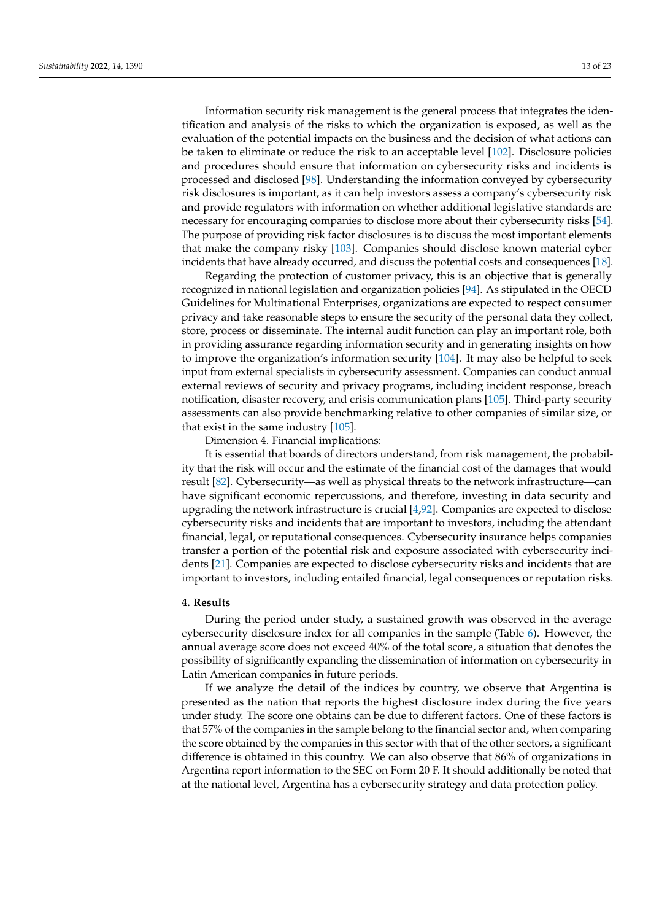Information security risk management is the general process that integrates the identification and analysis of the risks to which the organization is exposed, as well as the evaluation of the potential impacts on the business and the decision of what actions can be taken to eliminate or reduce the risk to an acceptable level [102]. Disclosure policies and procedures should ensure that information on cybersecurity risks and incidents is processed and disclosed [98]. Understanding the information conveyed by cybersecurity risk disclosures is important, as it can help investors assess a company's cybersecurity risk and provide regulators with information on whether additional legislative standards are necessary for encouraging companies to disclose more about their cybersecurity risks [54]. The purpose of providing risk factor disclosures is to discuss the most important elements that make the company risky [103]. Companies should disclose known material cyber incidents that have already occurred, and discuss the potential costs and consequences [18].

Regarding the protection of customer privacy, this is an objective that is generally recognized in national legislation and organization policies [94]. As stipulated in the OECD Guidelines for Multinational Enterprises, organizations are expected to respect consumer privacy and take reasonable steps to ensure the security of the personal data they collect, store, process or disseminate. The internal audit function can play an important role, both in providing assurance regarding information security and in generating insights on how to improve the organization's information security [104]. It may also be helpful to seek input from external specialists in cybersecurity assessment. Companies can conduct annual external reviews of security and privacy programs, including incident response, breach notification, disaster recovery, and crisis communication plans [105]. Third-party security assessments can also provide benchmarking relative to other companies of similar size, or that exist in the same industry [105].

Dimension 4. Financial implications:

It is essential that boards of directors understand, from risk management, the probability that the risk will occur and the estimate of the financial cost of the damages that would result [82]. Cybersecurity—as well as physical threats to the network infrastructure—can have significant economic repercussions, and therefore, investing in data security and upgrading the network infrastructure is crucial [4,92]. Companies are expected to disclose cybersecurity risks and incidents that are important to investors, including the attendant financial, legal, or reputational consequences. Cybersecurity insurance helps companies transfer a portion of the potential risk and exposure associated with cybersecurity incidents [21]. Companies are expected to disclose cybersecurity risks and incidents that are important to investors, including entailed financial, legal consequences or reputation risks.

## 4. Results

During the period under study, a sustained growth was observed in the average cybersecurity disclosure index for all companies in the sample (Table 6). However, the annual average score does not exceed 40% of the total score, a situation that denotes the possibility of significantly expanding the dissemination of information on cybersecurity in Latin American companies in future periods.

If we analyze the detail of the indices by country, we observe that Argentina is presented as the nation that reports the highest disclosure index during the five years under study. The score one obtains can be due to different factors. One of these factors is that 57% of the companies in the sample belong to the financial sector and, when comparing the score obtained by the companies in this sector with that of the other sectors, a significant difference is obtained in this country. We can also observe that 86% of organizations in Argentina report information to the SEC on Form 20 F. It should additionally be noted that at the national level, Argentina has a cybersecurity strategy and data protection policy.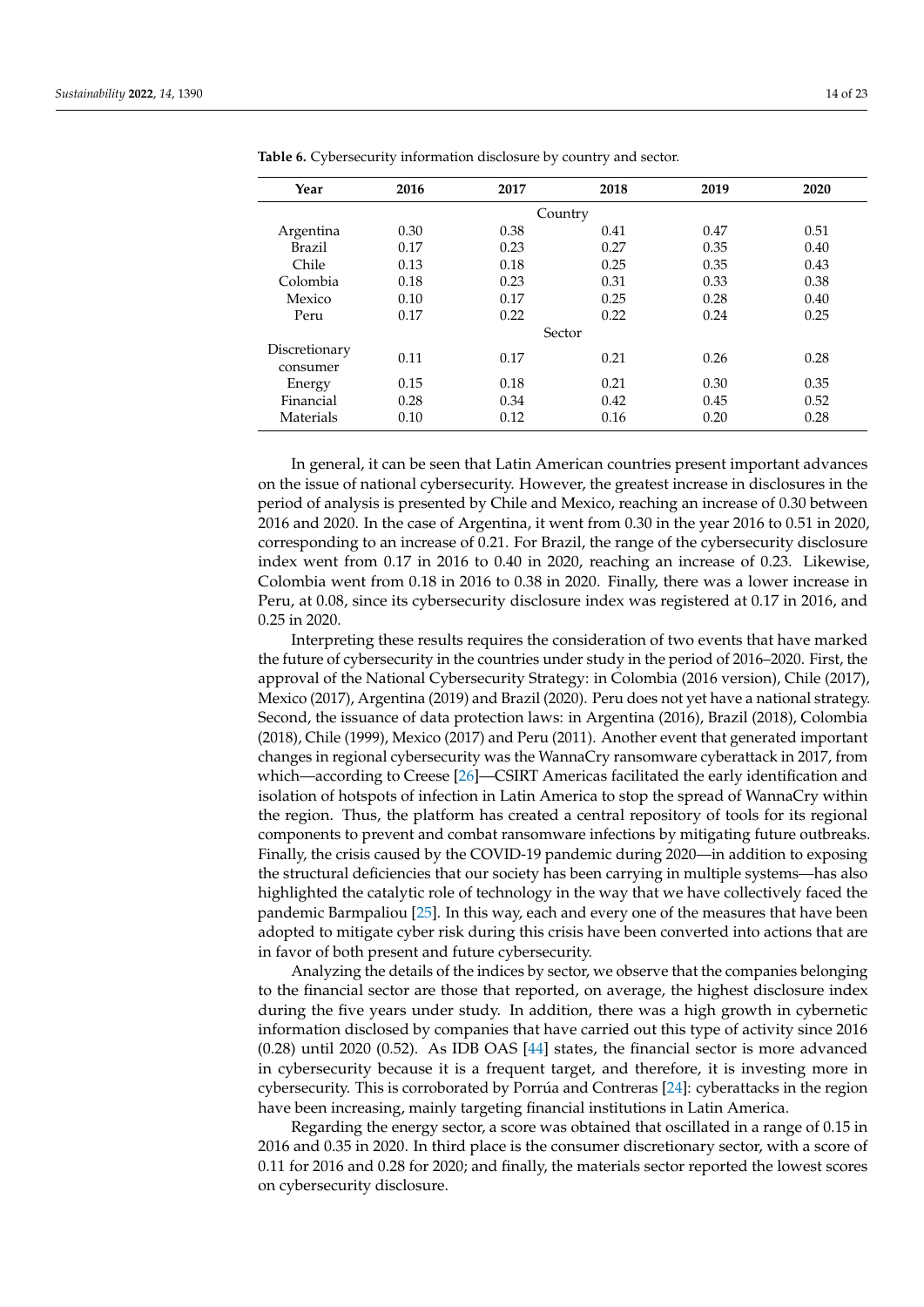**Table 6.** Cybersecurity information disclosure by country and sector.

| Year | 2016 | 2017 | 2018 | 2019 | 2020 |
|---|---|---|---|---|---|
| Country | | | | | |
| Argentina | 0.30 | 0.38 | 0.41 | 0.47 | 0.51 |
| Brazil | 0.17 | 0.23 | 0.27 | 0.35 | 0.40 |
| Chile | 0.13 | 0.18 | 0.25 | 0.35 | 0.43 |
| Colombia | 0.18 | 0.23 | 0.31 | 0.33 | 0.38 |
| Mexico | 0.10 | 0.17 | 0.25 | 0.28 | 0.40 |
| Peru | 0.17 | 0.22 | 0.22 | 0.24 | 0.25 |
| Sector | | | | | |
| Discretionary consumer | 0.11 | 0.17 | 0.21 | 0.26 | 0.28 |
| Energy | 0.15 | 0.18 | 0.21 | 0.30 | 0.35 |
| Financial | 0.28 | 0.34 | 0.42 | 0.45 | 0.52 |
| Materials | 0.10 | 0.12 | 0.16 | 0.20 | 0.28 |

In general, it can be seen that Latin American countries present important advances on the issue of national cybersecurity. However, the greatest increase in disclosures in the period of analysis is presented by Chile and Mexico, reaching an increase of 0.30 between 2016 and 2020. In the case of Argentina, it went from 0.30 in the year 2016 to 0.51 in 2020, corresponding to an increase of 0.21. For Brazil, the range of the cybersecurity disclosure index went from 0.17 in 2016 to 0.40 in 2020, reaching an increase of 0.23. Likewise, Colombia went from 0.18 in 2016 to 0.38 in 2020. Finally, there was a lower increase in Peru, at 0.08, since its cybersecurity disclosure index was registered at 0.17 in 2016, and 0.25 in 2020.

Interpreting these results requires the consideration of two events that have marked the future of cybersecurity in the countries under study in the period of 2016–2020. First, the approval of the National Cybersecurity Strategy: in Colombia (2016 version), Chile (2017), Mexico (2017), Argentina (2019) and Brazil (2020). Peru does not yet have a national strategy. Second, the issuance of data protection laws: in Argentina (2016), Brazil (2018), Colombia (2018), Chile (1999), Mexico (2017) and Peru (2011). Another event that generated important changes in regional cybersecurity was the WannaCry ransomware cyberattack in 2017, from which—according to Creese [26]—CSIRT Americas facilitated the early identification and isolation of hotspots of infection in Latin America to stop the spread of WannaCry within the region. Thus, the platform has created a central repository of tools for its regional components to prevent and combat ransomware infections by mitigating future outbreaks. Finally, the crisis caused by the COVID-19 pandemic during 2020—in addition to exposing the structural deficiencies that our society has been carrying in multiple systems—has also highlighted the catalytic role of technology in the way that we have collectively faced the pandemic Barmpaliou [25]. In this way, each and every one of the measures that have been adopted to mitigate cyber risk during this crisis have been converted into actions that are in favor of both present and future cybersecurity.

Analyzing the details of the indices by sector, we observe that the companies belonging to the financial sector are those that reported, on average, the highest disclosure index during the five years under study. In addition, there was a high growth in cybernetic information disclosed by companies that have carried out this type of activity since 2016 (0.28) until 2020 (0.52). As IDB OAS [44] states, the financial sector is more advanced in cybersecurity because it is a frequent target, and therefore, it is investing more in cybersecurity. This is corroborated by Porrúa and Contreras [24]: cyberattacks in the region have been increasing, mainly targeting financial institutions in Latin America.

Regarding the energy sector, a score was obtained that oscillated in a range of 0.15 in 2016 and 0.35 in 2020. In third place is the consumer discretionary sector, with a score of 0.11 for 2016 and 0.28 for 2020; and finally, the materials sector reported the lowest scores on cybersecurity disclosure.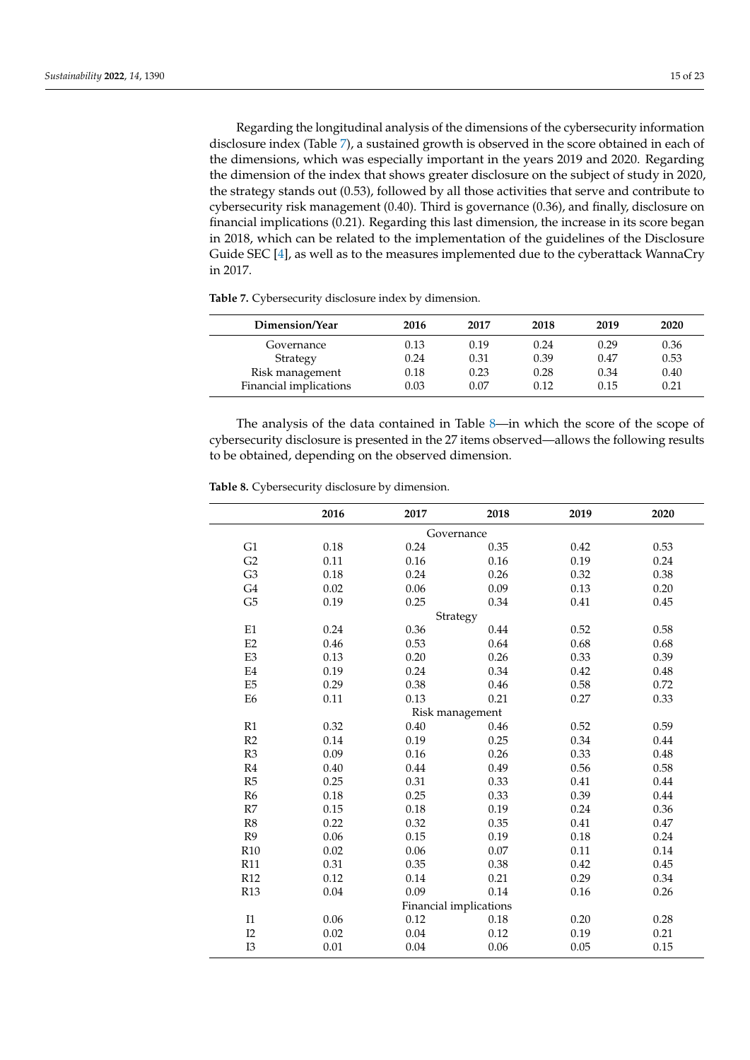Regarding the longitudinal analysis of the dimensions of the cybersecurity information disclosure index (Table 7), a sustained growth is observed in the score obtained in each of the dimensions, which was especially important in the years 2019 and 2020. Regarding the dimension of the index that shows greater disclosure on the subject of study in 2020, the strategy stands out (0.53), followed by all those activities that serve and contribute to cybersecurity risk management (0.40). Third is governance (0.36), and finally, disclosure on financial implications (0.21). Regarding this last dimension, the increase in its score began in 2018, which can be related to the implementation of the guidelines of the Disclosure Guide SEC [4], as well as to the measures implemented due to the cyberattack WannaCry in 2017.

**Table 7.** Cybersecurity disclosure index by dimension.

| Dimension/Year | 2016 | 2017 | 2018 | 2019 | 2020 |
|---|---|---|---|---|---|
| Governance | 0.13 | 0.19 | 0.24 | 0.29 | 0.36 |
| Strategy | 0.24 | 0.31 | 0.39 | 0.47 | 0.53 |
| Risk management | 0.18 | 0.23 | 0.28 | 0.34 | 0.40 |
| Financial implications | 0.03 | 0.07 | 0.12 | 0.15 | 0.21 |

The analysis of the data contained in Table 8—in which the score of the scope of cybersecurity disclosure is presented in the 27 items observed—allows the following results to be obtained, depending on the observed dimension.

**Table 8.** Cybersecurity disclosure by dimension.

| | 2016 | 2017 | 2018 | 2019 | 2020 |
|---|---|---|---|---|---|
| | | | Governance | | |
| G1 | 0.18 | 0.24 | 0.35 | 0.42 | 0.53 |
| G2 | 0.11 | 0.16 | 0.16 | 0.19 | 0.24 |
| G3 | 0.18 | 0.24 | 0.26 | 0.32 | 0.38 |
| G4 | 0.02 | 0.06 | 0.09 | 0.13 | 0.20 |
| G5 | 0.19 | 0.25 | 0.34 | 0.41 | 0.45 |
| | | | Strategy | | |
| E1 | 0.24 | 0.36 | 0.44 | 0.52 | 0.58 |
| E2 | 0.46 | 0.53 | 0.64 | 0.68 | 0.68 |
| E3 | 0.13 | 0.20 | 0.26 | 0.33 | 0.39 |
| E4 | 0.19 | 0.24 | 0.34 | 0.42 | 0.48 |
| E5 | 0.29 | 0.38 | 0.46 | 0.58 | 0.72 |
| E6 | 0.11 | 0.13 | 0.21 | 0.27 | 0.33 |
| | | | Risk management | | |
| R1 | 0.32 | 0.40 | 0.46 | 0.52 | 0.59 |
| R2 | 0.14 | 0.19 | 0.25 | 0.34 | 0.44 |
| R3 | 0.09 | 0.16 | 0.26 | 0.33 | 0.48 |
| R4 | 0.40 | 0.44 | 0.49 | 0.56 | 0.58 |
| R5 | 0.25 | 0.31 | 0.33 | 0.41 | 0.44 |
| R6 | 0.18 | 0.25 | 0.33 | 0.39 | 0.44 |
| R7 | 0.15 | 0.18 | 0.19 | 0.24 | 0.36 |
| R8 | 0.22 | 0.32 | 0.35 | 0.41 | 0.47 |
| R9 | 0.06 | 0.15 | 0.19 | 0.18 | 0.24 |
| R10 | 0.02 | 0.06 | 0.07 | 0.11 | 0.14 |
| R11 | 0.31 | 0.35 | 0.38 | 0.42 | 0.45 |
| R12 | 0.12 | 0.14 | 0.21 | 0.29 | 0.34 |
| R13 | 0.04 | 0.09 | 0.14 | 0.16 | 0.26 |
| | | | Financial implications | | |
| I1 | 0.06 | 0.12 | 0.18 | 0.20 | 0.28 |
| I2 | 0.02 | 0.04 | 0.12 | 0.19 | 0.21 |
| I3 | 0.01 | 0.04 | 0.06 | 0.05 | 0.15 |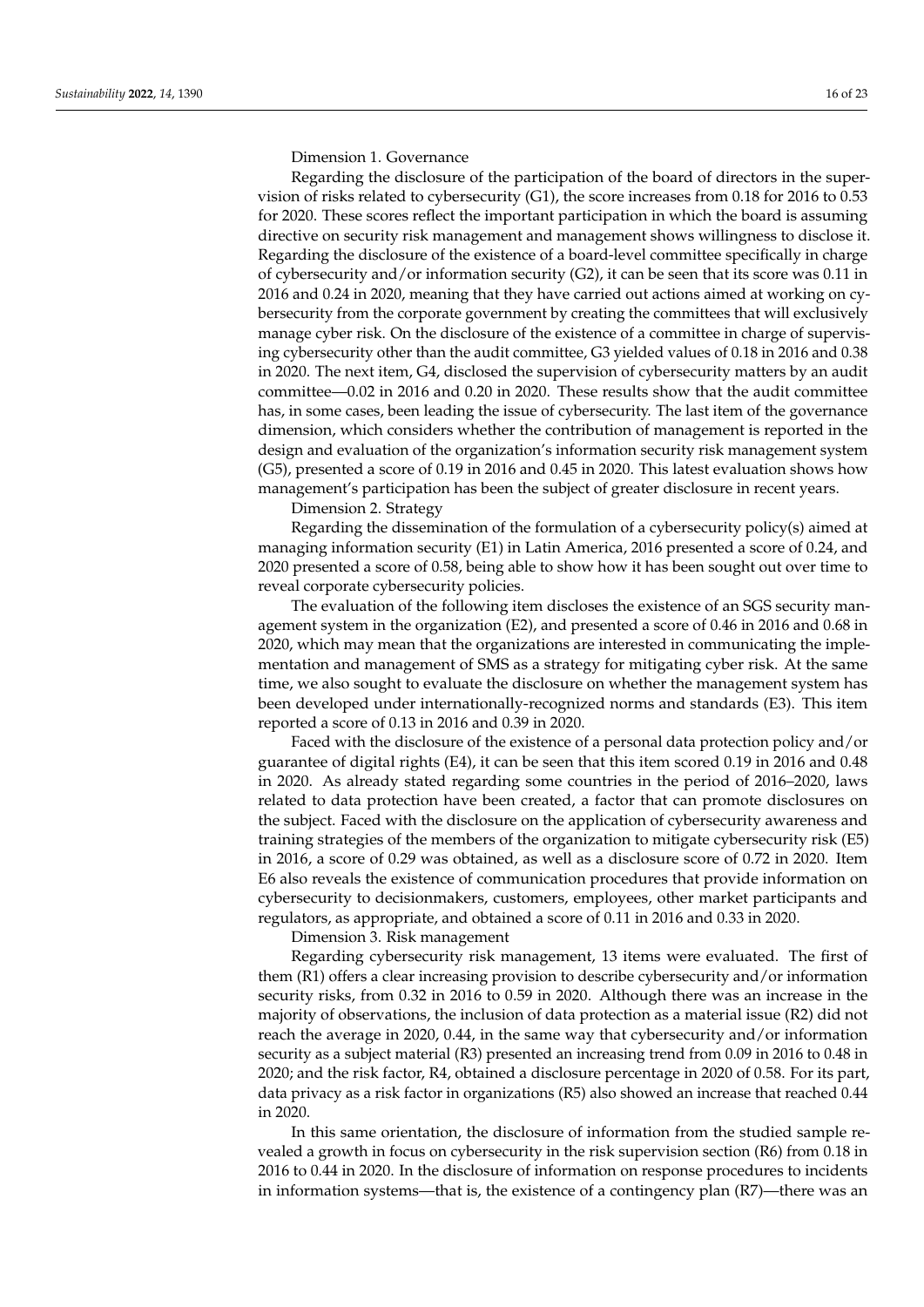Dimension 1. Governance

Regarding the disclosure of the participation of the board of directors in the supervision of risks related to cybersecurity (G1), the score increases from 0.18 for 2016 to 0.53 for 2020. These scores reflect the important participation in which the board is assuming directive on security risk management and management shows willingness to disclose it. Regarding the disclosure of the existence of a board-level committee specifically in charge of cybersecurity and/or information security (G2), it can be seen that its score was 0.11 in 2016 and 0.24 in 2020, meaning that they have carried out actions aimed at working on cybersecurity from the corporate government by creating the committees that will exclusively manage cyber risk. On the disclosure of the existence of a committee in charge of supervising cybersecurity other than the audit committee, G3 yielded values of 0.18 in 2016 and 0.38 in 2020. The next item, G4, disclosed the supervision of cybersecurity matters by an audit committee—0.02 in 2016 and 0.20 in 2020. These results show that the audit committee has, in some cases, been leading the issue of cybersecurity. The last item of the governance dimension, which considers whether the contribution of management is reported in the design and evaluation of the organization's information security risk management system (G5), presented a score of 0.19 in 2016 and 0.45 in 2020. This latest evaluation shows how management's participation has been the subject of greater disclosure in recent years.

Dimension 2. Strategy

Regarding the dissemination of the formulation of a cybersecurity policy(s) aimed at managing information security (E1) in Latin America, 2016 presented a score of 0.24, and 2020 presented a score of 0.58, being able to show how it has been sought out over time to reveal corporate cybersecurity policies.

The evaluation of the following item discloses the existence of an SGS security management system in the organization (E2), and presented a score of 0.46 in 2016 and 0.68 in 2020, which may mean that the organizations are interested in communicating the implementation and management of SMS as a strategy for mitigating cyber risk. At the same time, we also sought to evaluate the disclosure on whether the management system has been developed under internationally-recognized norms and standards (E3). This item reported a score of 0.13 in 2016 and 0.39 in 2020.

Faced with the disclosure of the existence of a personal data protection policy and/or guarantee of digital rights (E4), it can be seen that this item scored 0.19 in 2016 and 0.48 in 2020. As already stated regarding some countries in the period of 2016–2020, laws related to data protection have been created, a factor that can promote disclosures on the subject. Faced with the disclosure on the application of cybersecurity awareness and training strategies of the members of the organization to mitigate cybersecurity risk (E5) in 2016, a score of 0.29 was obtained, as well as a disclosure score of 0.72 in 2020. Item E6 also reveals the existence of communication procedures that provide information on cybersecurity to decisionmakers, customers, employees, other market participants and regulators, as appropriate, and obtained a score of 0.11 in 2016 and 0.33 in 2020.

Dimension 3. Risk management

Regarding cybersecurity risk management, 13 items were evaluated. The first of them (R1) offers a clear increasing provision to describe cybersecurity and/or information security risks, from 0.32 in 2016 to 0.59 in 2020. Although there was an increase in the majority of observations, the inclusion of data protection as a material issue (R2) did not reach the average in 2020, 0.44, in the same way that cybersecurity and/or information security as a subject material (R3) presented an increasing trend from 0.09 in 2016 to 0.48 in 2020; and the risk factor, R4, obtained a disclosure percentage in 2020 of 0.58. For its part, data privacy as a risk factor in organizations (R5) also showed an increase that reached 0.44 in 2020.

In this same orientation, the disclosure of information from the studied sample revealed a growth in focus on cybersecurity in the risk supervision section (R6) from 0.18 in 2016 to 0.44 in 2020. In the disclosure of information on response procedures to incidents in information systems—that is, the existence of a contingency plan (R7)—there was an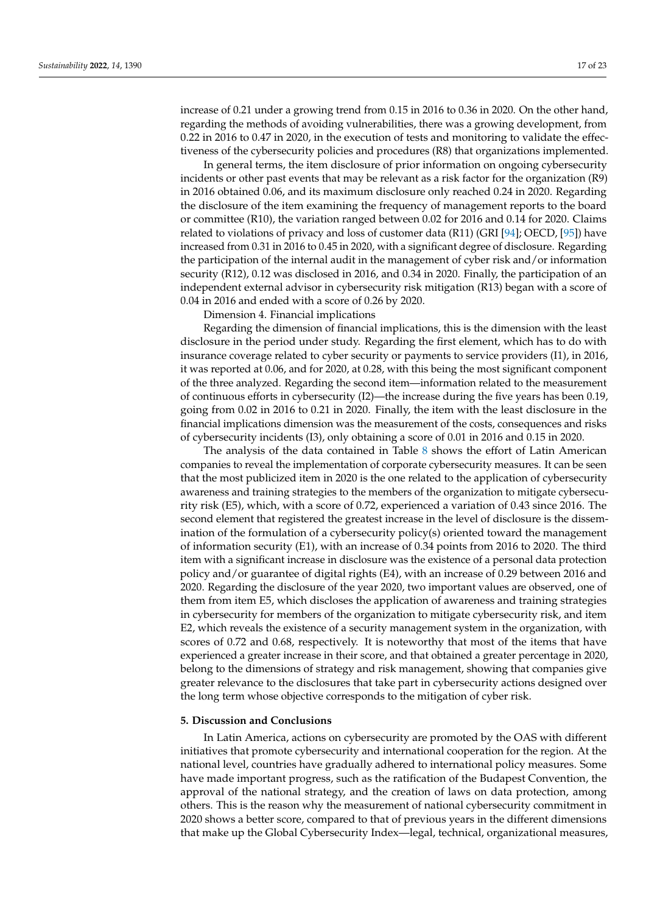increase of 0.21 under a growing trend from 0.15 in 2016 to 0.36 in 2020. On the other hand, regarding the methods of avoiding vulnerabilities, there was a growing development, from 0.22 in 2016 to 0.47 in 2020, in the execution of tests and monitoring to validate the effectiveness of the cybersecurity policies and procedures (R8) that organizations implemented.

In general terms, the item disclosure of prior information on ongoing cybersecurity incidents or other past events that may be relevant as a risk factor for the organization (R9) in 2016 obtained 0.06, and its maximum disclosure only reached 0.24 in 2020. Regarding the disclosure of the item examining the frequency of management reports to the board or committee (R10), the variation ranged between 0.02 for 2016 and 0.14 for 2020. Claims related to violations of privacy and loss of customer data (R11) (GRI [94]; OECD, [95]) have increased from 0.31 in 2016 to 0.45 in 2020, with a significant degree of disclosure. Regarding the participation of the internal audit in the management of cyber risk and/or information security (R12), 0.12 was disclosed in 2016, and 0.34 in 2020. Finally, the participation of an independent external advisor in cybersecurity risk mitigation (R13) began with a score of 0.04 in 2016 and ended with a score of 0.26 by 2020.

Dimension 4. Financial implications

Regarding the dimension of financial implications, this is the dimension with the least disclosure in the period under study. Regarding the first element, which has to do with insurance coverage related to cyber security or payments to service providers (I1), in 2016, it was reported at 0.06, and for 2020, at 0.28, with this being the most significant component of the three analyzed. Regarding the second item—information related to the measurement of continuous efforts in cybersecurity (I2)—the increase during the five years has been 0.19, going from 0.02 in 2016 to 0.21 in 2020. Finally, the item with the least disclosure in the financial implications dimension was the measurement of the costs, consequences and risks of cybersecurity incidents (I3), only obtaining a score of 0.01 in 2016 and 0.15 in 2020.

The analysis of the data contained in Table 8 shows the effort of Latin American companies to reveal the implementation of corporate cybersecurity measures. It can be seen that the most publicized item in 2020 is the one related to the application of cybersecurity awareness and training strategies to the members of the organization to mitigate cybersecurity risk (E5), which, with a score of 0.72, experienced a variation of 0.43 since 2016. The second element that registered the greatest increase in the level of disclosure is the dissemination of the formulation of a cybersecurity policy(s) oriented toward the management of information security (E1), with an increase of 0.34 points from 2016 to 2020. The third item with a significant increase in disclosure was the existence of a personal data protection policy and/or guarantee of digital rights (E4), with an increase of 0.29 between 2016 and 2020. Regarding the disclosure of the year 2020, two important values are observed, one of them from item E5, which discloses the application of awareness and training strategies in cybersecurity for members of the organization to mitigate cybersecurity risk, and item E2, which reveals the existence of a security management system in the organization, with scores of 0.72 and 0.68, respectively. It is noteworthy that most of the items that have experienced a greater increase in their score, and that obtained a greater percentage in 2020, belong to the dimensions of strategy and risk management, showing that companies give greater relevance to the disclosures that take part in cybersecurity actions designed over the long term whose objective corresponds to the mitigation of cyber risk.

## 5. Discussion and Conclusions

In Latin America, actions on cybersecurity are promoted by the OAS with different initiatives that promote cybersecurity and international cooperation for the region. At the national level, countries have gradually adhered to international policy measures. Some have made important progress, such as the ratification of the Budapest Convention, the approval of the national strategy, and the creation of laws on data protection, among others. This is the reason why the measurement of national cybersecurity commitment in 2020 shows a better score, compared to that of previous years in the different dimensions that make up the Global Cybersecurity Index—legal, technical, organizational measures,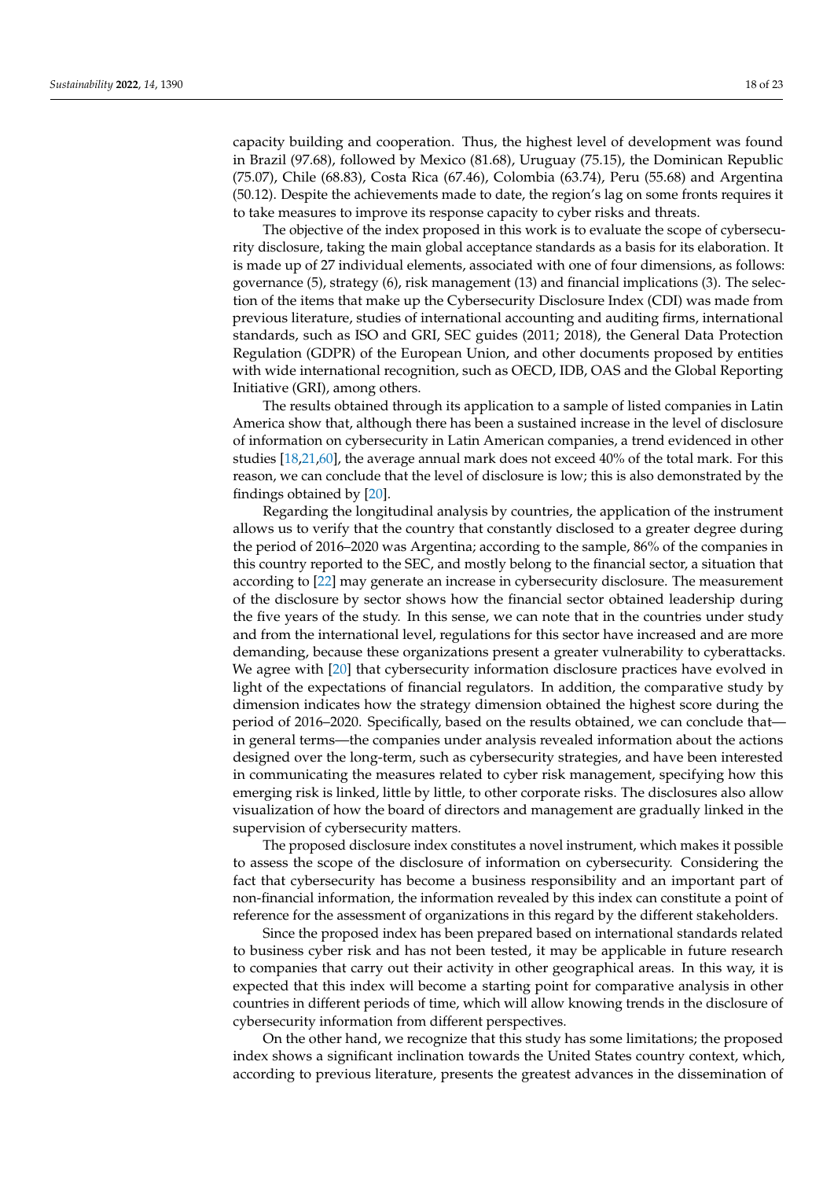capacity building and cooperation. Thus, the highest level of development was found in Brazil (97.68), followed by Mexico (81.68), Uruguay (75.15), the Dominican Republic (75.07), Chile (68.83), Costa Rica (67.46), Colombia (63.74), Peru (55.68) and Argentina (50.12). Despite the achievements made to date, the region's lag on some fronts requires it to take measures to improve its response capacity to cyber risks and threats.

The objective of the index proposed in this work is to evaluate the scope of cybersecurity disclosure, taking the main global acceptance standards as a basis for its elaboration. It is made up of 27 individual elements, associated with one of four dimensions, as follows: governance (5), strategy (6), risk management (13) and financial implications (3). The selection of the items that make up the Cybersecurity Disclosure Index (CDI) was made from previous literature, studies of international accounting and auditing firms, international standards, such as ISO and GRI, SEC guides (2011; 2018), the General Data Protection Regulation (GDPR) of the European Union, and other documents proposed by entities with wide international recognition, such as OECD, IDB, OAS and the Global Reporting Initiative (GRI), among others.

The results obtained through its application to a sample of listed companies in Latin America show that, although there has been a sustained increase in the level of disclosure of information on cybersecurity in Latin American companies, a trend evidenced in other studies [18,21,60], the average annual mark does not exceed 40% of the total mark. For this reason, we can conclude that the level of disclosure is low; this is also demonstrated by the findings obtained by [20].

Regarding the longitudinal analysis by countries, the application of the instrument allows us to verify that the country that constantly disclosed to a greater degree during the period of 2016–2020 was Argentina; according to the sample, 86% of the companies in this country reported to the SEC, and mostly belong to the financial sector, a situation that according to [22] may generate an increase in cybersecurity disclosure. The measurement of the disclosure by sector shows how the financial sector obtained leadership during the five years of the study. In this sense, we can note that in the countries under study and from the international level, regulations for this sector have increased and are more demanding, because these organizations present a greater vulnerability to cyberattacks. We agree with [20] that cybersecurity information disclosure practices have evolved in light of the expectations of financial regulators. In addition, the comparative study by dimension indicates how the strategy dimension obtained the highest score during the period of 2016–2020. Specifically, based on the results obtained, we can conclude that—in general terms—the companies under analysis revealed information about the actions designed over the long-term, such as cybersecurity strategies, and have been interested in communicating the measures related to cyber risk management, specifying how this emerging risk is linked, little by little, to other corporate risks. The disclosures also allow visualization of how the board of directors and management are gradually linked in the supervision of cybersecurity matters.

The proposed disclosure index constitutes a novel instrument, which makes it possible to assess the scope of the disclosure of information on cybersecurity. Considering the fact that cybersecurity has become a business responsibility and an important part of non-financial information, the information revealed by this index can constitute a point of reference for the assessment of organizations in this regard by the different stakeholders.

Since the proposed index has been prepared based on international standards related to business cyber risk and has not been tested, it may be applicable in future research to companies that carry out their activity in other geographical areas. In this way, it is expected that this index will become a starting point for comparative analysis in other countries in different periods of time, which will allow knowing trends in the disclosure of cybersecurity information from different perspectives.

On the other hand, we recognize that this study has some limitations; the proposed index shows a significant inclination towards the United States country context, which, according to previous literature, presents the greatest advances in the dissemination of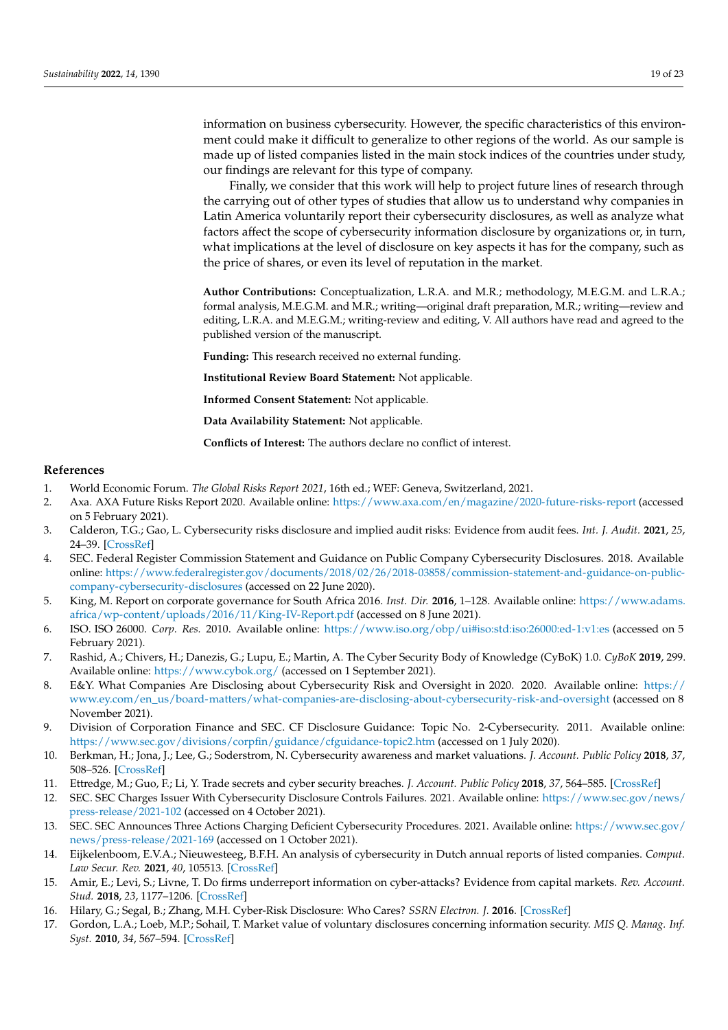information on business cybersecurity. However, the specific characteristics of this environment could make it difficult to generalize to other regions of the world. As our sample is made up of listed companies listed in the main stock indices of the countries under study, our findings are relevant for this type of company.

Finally, we consider that this work will help to project future lines of research through the carrying out of other types of studies that allow us to understand why companies in Latin America voluntarily report their cybersecurity disclosures, as well as analyze what factors affect the scope of cybersecurity information disclosure by organizations or, in turn, what implications at the level of disclosure on key aspects it has for the company, such as the price of shares, or even its level of reputation in the market.

**Author Contributions:** Conceptualization, L.R.A. and M.R.; methodology, M.E.G.M. and L.R.A.; formal analysis, M.E.G.M. and M.R.; writing—original draft preparation, M.R.; writing—review and editing, L.R.A. and M.E.G.M.; writing-review and editing, V. All authors have read and agreed to the published version of the manuscript.

**Funding:** This research received no external funding.

**Institutional Review Board Statement:** Not applicable.

**Informed Consent Statement:** Not applicable.

**Data Availability Statement:** Not applicable.

**Conflicts of Interest:** The authors declare no conflict of interest.

## References

1. World Economic Forum. *The Global Risks Report 2021*, 16th ed.; WEF: Geneva, Switzerland, 2021.
2. Axa. AXA Future Risks Report 2020. Available online: https://www.axa.com/en/magazine/2020-future-risks-report (accessed on 5 February 2021).
3. Calderon, T.G.; Gao, L. Cybersecurity risks disclosure and implied audit risks: Evidence from audit fees. *Int. J. Audit.* **2021**, *25*, 24–39. [CrossRef]
4. SEC. Federal Register Commission Statement and Guidance on Public Company Cybersecurity Disclosures. 2018. Available online: https://www.federalregister.gov/documents/2018/02/26/2018-03858/commission-statement-and-guidance-on-public-company-cybersecurity-disclosures (accessed on 22 June 2020).
5. King, M. Report on corporate governance for South Africa 2016. *Inst. Dir.* **2016**, 1–128. Available online: https://www.adams.africa/wp-content/uploads/2016/11/King-IV-Report.pdf (accessed on 8 June 2021).
6. ISO. ISO 26000. *Corp. Res.* 2010. Available online: https://www.iso.org/obp/ui#iso:std:iso:26000:ed-1:v1:es (accessed on 5 February 2021).
7. Rashid, A.; Chivers, H.; Danezis, G.; Lupu, E.; Martin, A. The Cyber Security Body of Knowledge (CyBoK) 1.0. *CyBoK* **2019**, 299. Available online: https://www.cybok.org/ (accessed on 1 September 2021).
8. E&Y. What Companies Are Disclosing about Cybersecurity Risk and Oversight in 2020. 2020. Available online: https://www.ey.com/en_us/board-matters/what-companies-are-disclosing-about-cybersecurity-risk-and-oversight (accessed on 8 November 2021).
9. Division of Corporation Finance and SEC. CF Disclosure Guidance: Topic No. 2-Cybersecurity. 2011. Available online: https://www.sec.gov/divisions/corpfin/guidance/cfguidance-topic2.htm (accessed on 1 July 2020).
10. Berkman, H.; Jona, J.; Lee, G.; Soderstrom, N. Cybersecurity awareness and market valuations. *J. Account. Public Policy* **2018**, *37*, 508–526. [CrossRef]
11. Ettredge, M.; Guo, F.; Li, Y. Trade secrets and cyber security breaches. *J. Account. Public Policy* **2018**, *37*, 564–585. [CrossRef]
12. SEC. SEC Charges Issuer With Cybersecurity Disclosure Controls Failures. 2021. Available online: https://www.sec.gov/news/press-release/2021-102 (accessed on 4 October 2021).
13. SEC. SEC Announces Three Actions Charging Deficient Cybersecurity Procedures. 2021. Available online: https://www.sec.gov/news/press-release/2021-169 (accessed on 1 October 2021).
14. Eijkelenboom, E.V.A.; Nieuwesteeg, B.F.H. An analysis of cybersecurity in Dutch annual reports of listed companies. *Comput. Law Secur. Rev.* **2021**, *40*, 105513. [CrossRef]
15. Amir, E.; Levi, S.; Livne, T. Do firms underreport information on cyber-attacks? Evidence from capital markets. *Rev. Account. Stud.* **2018**, *23*, 1177–1206. [CrossRef]
16. Hilary, G.; Segal, B.; Zhang, M.H. Cyber-Risk Disclosure: Who Cares? *SSRN Electron. J.* **2016**. [CrossRef]
17. Gordon, L.A.; Loeb, M.P.; Sohail, T. Market value of voluntary disclosures concerning information security. *MIS Q. Manag. Inf. Syst.* **2010**, *34*, 567–594. [CrossRef]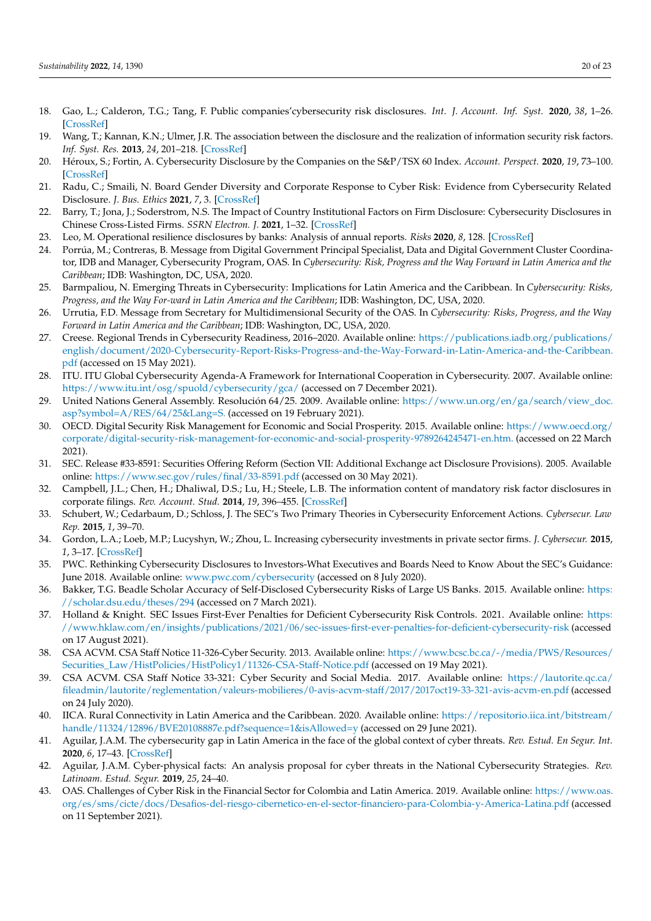18. Gao, L.; Calderon, T.G.; Tang, F. Public companies'cybersecurity risk disclosures. *Int. J. Account. Inf. Syst.* **2020**, *38*, 1–26. [CrossRef]
19. Wang, T.; Kannan, K.N.; Ulmer, J.R. The association between the disclosure and the realization of information security risk factors. *Inf. Syst. Res.* **2013**, *24*, 201–218. [CrossRef]
20. Héroux, S.; Fortin, A. Cybersecurity Disclosure by the Companies on the S&P/TSX 60 Index. *Account. Perspect.* **2020**, *19*, 73–100. [CrossRef]
21. Radu, C.; Smaili, N. Board Gender Diversity and Corporate Response to Cyber Risk: Evidence from Cybersecurity Related Disclosure. *J. Bus. Ethics* **2021**, *7*, 3. [CrossRef]
22. Barry, T.; Jona, J.; Soderstrom, N.S. The Impact of Country Institutional Factors on Firm Disclosure: Cybersecurity Disclosures in Chinese Cross-Listed Firms. *SSRN Electron. J.* **2021**, 1–32. [CrossRef]
23. Leo, M. Operational resilience disclosures by banks: Analysis of annual reports. *Risks* **2020**, *8*, 128. [CrossRef]
24. Porrúa, M.; Contreras, B. Message from Digital Government Principal Specialist, Data and Digital Government Cluster Coordinator, IDB and Manager, Cybersecurity Program, OAS. In *Cybersecurity: Risk, Progress and the Way Forward in Latin America and the Caribbean*; IDB: Washington, DC, USA, 2020.
25. Barmpaliou, N. Emerging Threats in Cybersecurity: Implications for Latin America and the Caribbean. In *Cybersecurity: Risks, Progress, and the Way For-ward in Latin America and the Caribbean*; IDB: Washington, DC, USA, 2020.
26. Urrutia, F.D. Message from Secretary for Multidimensional Security of the OAS. In *Cybersecurity: Risks, Progress, and the Way Forward in Latin America and the Caribbean*; IDB: Washington, DC, USA, 2020.
27. Creese. Regional Trends in Cybersecurity Readiness, 2016–2020. Available online: https://publications.iadb.org/publications/english/document/2020-Cybersecurity-Report-Risks-Progress-and-the-Way-Forward-in-Latin-America-and-the-Caribbean.pdf (accessed on 15 May 2021).
28. ITU. ITU Global Cybersecurity Agenda-A Framework for International Cooperation in Cybersecurity. 2007. Available online: https://www.itu.int/osg/spuold/cybersecurity/gca/ (accessed on 7 December 2021).
29. United Nations General Assembly. Resolución 64/25. 2009. Available online: https://www.un.org/en/ga/search/view_doc.asp?symbol=A/RES/64/25&Lang=S. (accessed on 19 February 2021).
30. OECD. Digital Security Risk Management for Economic and Social Prosperity. 2015. Available online: https://www.oecd.org/corporate/digital-security-risk-management-for-economic-and-social-prosperity-9789264245471-en.htm. (accessed on 22 March 2021).
31. SEC. Release #33-8591: Securities Offering Reform (Section VII: Additional Exchange act Disclosure Provisions). 2005. Available online: https://www.sec.gov/rules/final/33-8591.pdf (accessed on 30 May 2021).
32. Campbell, J.L.; Chen, H.; Dhaliwal, D.S.; Lu, H.; Steele, L.B. The information content of mandatory risk factor disclosures in corporate filings. *Rev. Account. Stud.* **2014**, *19*, 396–455. [CrossRef]
33. Schubert, W.; Cedarbaum, D.; Schloss, J. The SEC's Two Primary Theories in Cybersecurity Enforcement Actions. *Cybersecur. Law Rep.* **2015**, *1*, 39–70.
34. Gordon, L.A.; Loeb, M.P.; Lucyshyn, W.; Zhou, L. Increasing cybersecurity investments in private sector firms. *J. Cybersecur.* **2015**, *1*, 3–17. [CrossRef]
35. PWC. Rethinking Cybersecurity Disclosures to Investors-What Executives and Boards Need to Know About the SEC's Guidance: June 2018. Available online: www.pwc.com/cybersecurity (accessed on 8 July 2020).
36. Bakker, T.G. Beadle Scholar Accuracy of Self-Disclosed Cybersecurity Risks of Large US Banks. 2015. Available online: https://scholar.dsu.edu/theses/294 (accessed on 7 March 2021).
37. Holland & Knight. SEC Issues First-Ever Penalties for Deficient Cybersecurity Risk Controls. 2021. Available online: https://www.hklaw.com/en/insights/publications/2021/06/sec-issues-first-ever-penalties-for-deficient-cybersecurity-risk (accessed on 17 August 2021).
38. CSA ACVM. CSA Staff Notice 11-326-Cyber Security. 2013. Available online: https://www.bcsc.bc.ca/-/media/PWS/Resources/Securities_Law/HistPolicies/HistPolicy1/11326-CSA-Staff-Notice.pdf (accessed on 19 May 2021).
39. CSA ACVM. CSA Staff Notice 33-321: Cyber Security and Social Media. 2017. Available online: https://lautorite.qc.ca/fileadmin/lautorite/reglementation/valeurs-mobilieres/0-avis-acvm-staff/2017/2017oct19-33-321-avis-acvm-en.pdf (accessed on 24 July 2020).
40. IICA. Rural Connectivity in Latin America and the Caribbean. 2020. Available online: https://repositorio.iica.int/bitstream/handle/11324/12896/BVE20108887e.pdf?sequence=1&isAllowed=y (accessed on 29 June 2021).
41. Aguilar, J.A.M. The cybersecurity gap in Latin America in the face of the global context of cyber threats. *Rev. Estud. En Segur. Int.* **2020**, *6*, 17–43. [CrossRef]
42. Aguilar, J.A.M. Cyber-physical facts: An analysis proposal for cyber threats in the National Cybersecurity Strategies. *Rev. Latinoam. Estud. Segur.* **2019**, *25*, 24–40.
43. OAS. Challenges of Cyber Risk in the Financial Sector for Colombia and Latin America. 2019. Available online: https://www.oas.org/es/sms/cicte/docs/Desafios-del-riesgo-cibernetico-en-el-sector-financiero-para-Colombia-y-America-Latina.pdf (accessed on 11 September 2021).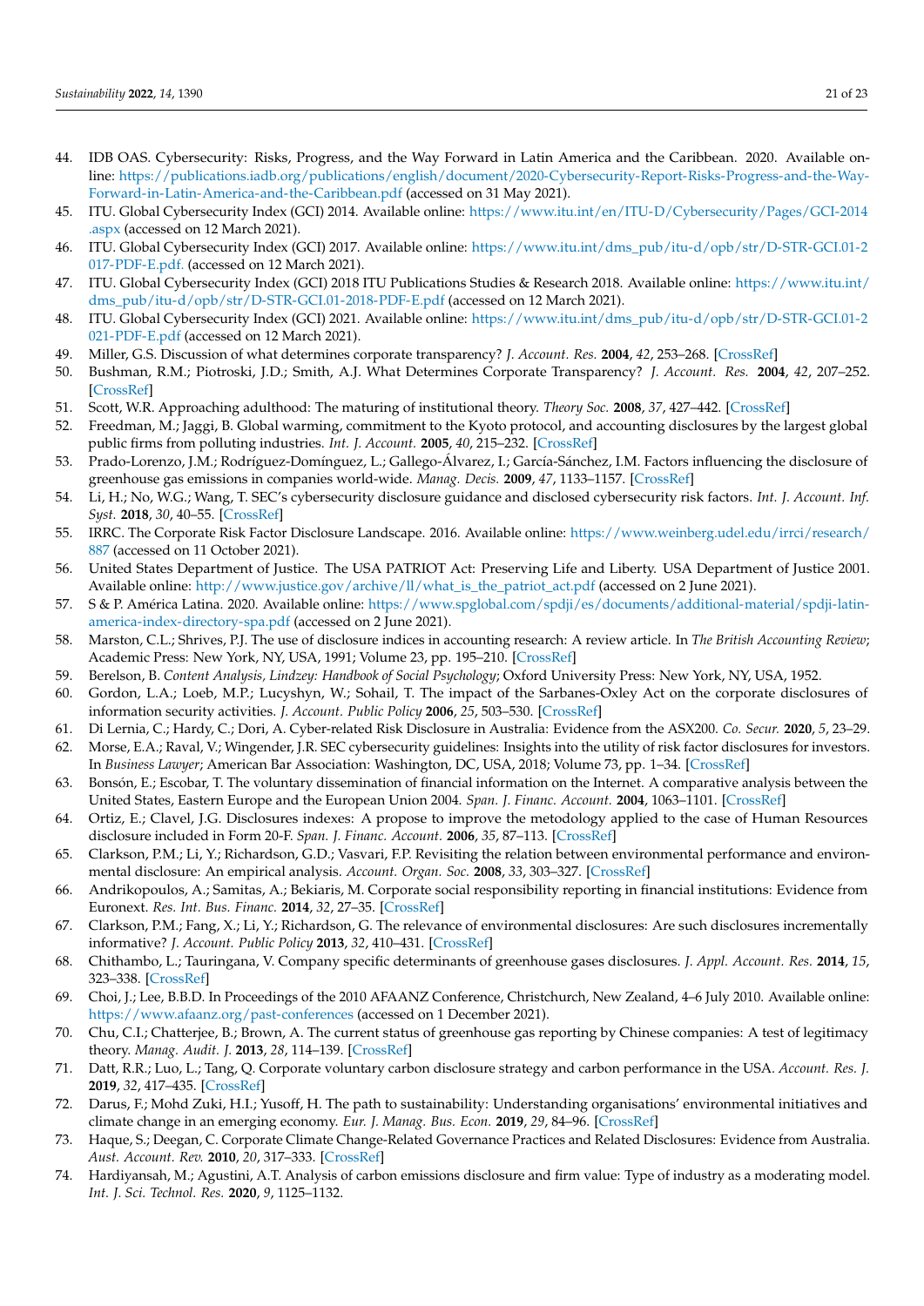44. IDB OAS. Cybersecurity: Risks, Progress, and the Way Forward in Latin America and the Caribbean. 2020. Available online: https://publications.iadb.org/publications/english/document/2020-Cybersecurity-Report-Risks-Progress-and-the-Way-Forward-in-Latin-America-and-the-Caribbean.pdf (accessed on 31 May 2021).
45. ITU. Global Cybersecurity Index (GCI) 2014. Available online: https://www.itu.int/en/ITU-D/Cybersecurity/Pages/GCI-2014.aspx (accessed on 12 March 2021).
46. ITU. Global Cybersecurity Index (GCI) 2017. Available online: https://www.itu.int/dms_pub/itu-d/opb/str/D-STR-GCI.01-2017-PDF-E.pdf. (accessed on 12 March 2021).
47. ITU. Global Cybersecurity Index (GCI) 2018 ITU Publications Studies & Research 2018. Available online: https://www.itu.int/dms_pub/itu-d/opb/str/D-STR-GCI.01-2018-PDF-E.pdf (accessed on 12 March 2021).
48. ITU. Global Cybersecurity Index (GCI) 2021. Available online: https://www.itu.int/dms_pub/itu-d/opb/str/D-STR-GCI.01-2021-PDF-E.pdf (accessed on 12 March 2021).
49. Miller, G.S. Discussion of what determines corporate transparency? *J. Account. Res.* **2004**, *42*, 253–268. [CrossRef]
50. Bushman, R.M.; Piotroski, J.D.; Smith, A.J. What Determines Corporate Transparency? *J. Account. Res.* **2004**, *42*, 207–252. [CrossRef]
51. Scott, W.R. Approaching adulthood: The maturing of institutional theory. *Theory Soc.* **2008**, *37*, 427–442. [CrossRef]
52. Freedman, M.; Jaggi, B. Global warming, commitment to the Kyoto protocol, and accounting disclosures by the largest global public firms from polluting industries. *Int. J. Account.* **2005**, *40*, 215–232. [CrossRef]
53. Prado-Lorenzo, J.M.; Rodríguez-Domínguez, L.; Gallego-Álvarez, I.; García-Sánchez, I.M. Factors influencing the disclosure of greenhouse gas emissions in companies world-wide. *Manag. Decis.* **2009**, *47*, 1133–1157. [CrossRef]
54. Li, H.; No, W.G.; Wang, T. SEC's cybersecurity disclosure guidance and disclosed cybersecurity risk factors. *Int. J. Account. Inf. Syst.* **2018**, *30*, 40–55. [CrossRef]
55. IRRC. The Corporate Risk Factor Disclosure Landscape. 2016. Available online: https://www.weinberg.udel.edu/irrci/research/887 (accessed on 11 October 2021).
56. United States Department of Justice. The USA PATRIOT Act: Preserving Life and Liberty. USA Department of Justice 2001. Available online: http://www.justice.gov/archive/ll/what_is_the_patriot_act.pdf (accessed on 2 June 2021).
57. S & P. América Latina. 2020. Available online: https://www.spglobal.com/spdji/es/documents/additional-material/spdji-latin-america-index-directory-spa.pdf (accessed on 2 June 2021).
58. Marston, C.L.; Shrives, P.J. The use of disclosure indices in accounting research: A review article. In *The British Accounting Review*; Academic Press: New York, NY, USA, 1991; Volume 23, pp. 195–210. [CrossRef]
59. Berelson, B. *Content Analysis, Lindzey: Handbook of Social Psychology*; Oxford University Press: New York, NY, USA, 1952.
60. Gordon, L.A.; Loeb, M.P.; Lucyshyn, W.; Sohail, T. The impact of the Sarbanes-Oxley Act on the corporate disclosures of information security activities. *J. Account. Public Policy* **2006**, *25*, 503–530. [CrossRef]
61. Di Lernia, C.; Hardy, C.; Dori, A. Cyber-related Risk Disclosure in Australia: Evidence from the ASX200. *Co. Secur.* **2020**, *5*, 23–29.
62. Morse, E.A.; Raval, V.; Wingender, J.R. SEC cybersecurity guidelines: Insights into the utility of risk factor disclosures for investors. In *Business Lawyer*; American Bar Association: Washington, DC, USA, 2018; Volume 73, pp. 1–34. [CrossRef]
63. Bonsón, E.; Escobar, T. The voluntary dissemination of financial information on the Internet. A comparative analysis between the United States, Eastern Europe and the European Union 2004. *Span. J. Financ. Account.* **2004**, 1063–1101. [CrossRef]
64. Ortiz, E.; Clavel, J.G. Disclosures indexes: A propose to improve the metodology applied to the case of Human Resources disclosure included in Form 20-F. *Span. J. Financ. Account.* **2006**, *35*, 87–113. [CrossRef]
65. Clarkson, P.M.; Li, Y.; Richardson, G.D.; Vasvari, F.P. Revisiting the relation between environmental performance and environmental disclosure: An empirical analysis. *Account. Organ. Soc.* **2008**, *33*, 303–327. [CrossRef]
66. Andrikopoulos, A.; Samitas, A.; Bekiaris, M. Corporate social responsibility reporting in financial institutions: Evidence from Euronext. *Res. Int. Bus. Financ.* **2014**, *32*, 27–35. [CrossRef]
67. Clarkson, P.M.; Fang, X.; Li, Y.; Richardson, G. The relevance of environmental disclosures: Are such disclosures incrementally informative? *J. Account. Public Policy* **2013**, *32*, 410–431. [CrossRef]
68. Chithambo, L.; Tauringana, V. Company specific determinants of greenhouse gases disclosures. *J. Appl. Account. Res.* **2014**, *15*, 323–338. [CrossRef]
69. Choi, J.; Lee, B.B.D. In Proceedings of the 2010 AFAANZ Conference, Christchurch, New Zealand, 4–6 July 2010. Available online: https://www.afaanz.org/past-conferences (accessed on 1 December 2021).
70. Chu, C.I.; Chatterjee, B.; Brown, A. The current status of greenhouse gas reporting by Chinese companies: A test of legitimacy theory. *Manag. Audit. J.* **2013**, *28*, 114–139. [CrossRef]
71. Datt, R.R.; Luo, L.; Tang, Q. Corporate voluntary carbon disclosure strategy and carbon performance in the USA. *Account. Res. J.* **2019**, *32*, 417–435. [CrossRef]
72. Darus, F.; Mohd Zuki, H.I.; Yusoff, H. The path to sustainability: Understanding organisations' environmental initiatives and climate change in an emerging economy. *Eur. J. Manag. Bus. Econ.* **2019**, *29*, 84–96. [CrossRef]
73. Haque, S.; Deegan, C. Corporate Climate Change-Related Governance Practices and Related Disclosures: Evidence from Australia. *Aust. Account. Rev.* **2010**, *20*, 317–333. [CrossRef]
74. Hardiyansah, M.; Agustini, A.T. Analysis of carbon emissions disclosure and firm value: Type of industry as a moderating model. *Int. J. Sci. Technol. Res.* **2020**, *9*, 1125–1132.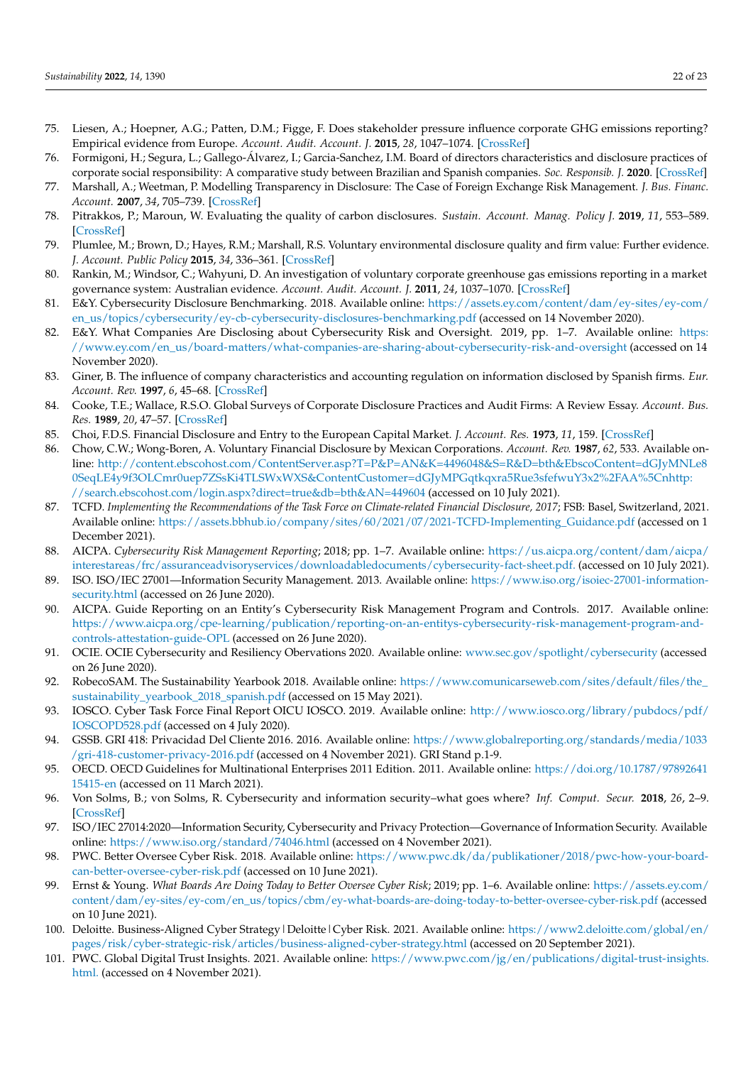75. Liesen, A.; Hoepner, A.G.; Patten, D.M.; Figge, F. Does stakeholder pressure influence corporate GHG emissions reporting? Empirical evidence from Europe. *Account. Audit. Account. J.* **2015**, *28*, 1047–1074. [CrossRef]
76. Formigoni, H.; Segura, L.; Gallego-Álvarez, I.; Garcia-Sanchez, I.M. Board of directors characteristics and disclosure practices of corporate social responsibility: A comparative study between Brazilian and Spanish companies. *Soc. Responsib. J.* **2020**. [CrossRef]
77. Marshall, A.; Weetman, P. Modelling Transparency in Disclosure: The Case of Foreign Exchange Risk Management. *J. Bus. Financ. Account.* **2007**, *34*, 705–739. [CrossRef]
78. Pitrakkos, P.; Maroun, W. Evaluating the quality of carbon disclosures. *Sustain. Account. Manag. Policy J.* **2019**, *11*, 553–589. [CrossRef]
79. Plumlee, M.; Brown, D.; Hayes, R.M.; Marshall, R.S. Voluntary environmental disclosure quality and firm value: Further evidence. *J. Account. Public Policy* **2015**, *34*, 336–361. [CrossRef]
80. Rankin, M.; Windsor, C.; Wahyuni, D. An investigation of voluntary corporate greenhouse gas emissions reporting in a market governance system: Australian evidence. *Account. Audit. Account. J.* **2011**, *24*, 1037–1070. [CrossRef]
81. E&Y. Cybersecurity Disclosure Benchmarking. 2018. Available online: https://assets.ey.com/content/dam/ey-sites/ey-com/en_us/topics/cybersecurity/ey-cb-cybersecurity-disclosures-benchmarking.pdf (accessed on 14 November 2020).
82. E&Y. What Companies Are Disclosing about Cybersecurity Risk and Oversight. 2019, pp. 1–7. Available online: https://www.ey.com/en_us/board-matters/what-companies-are-sharing-about-cybersecurity-risk-and-oversight (accessed on 14 November 2020).
83. Giner, B. The influence of company characteristics and accounting regulation on information disclosed by Spanish firms. *Eur. Account. Rev.* **1997**, *6*, 45–68. [CrossRef]
84. Cooke, T.E.; Wallace, R.S.O. Global Surveys of Corporate Disclosure Practices and Audit Firms: A Review Essay. *Account. Bus. Res.* **1989**, *20*, 47–57. [CrossRef]
85. Choi, F.D.S. Financial Disclosure and Entry to the European Capital Market. *J. Account. Res.* **1973**, *11*, 159. [CrossRef]
86. Chow, C.W.; Wong-Boren, A. Voluntary Financial Disclosure by Mexican Corporations. *Account. Rev.* **1987**, *62*, 533. Available online: http://content.ebscohost.com/ContentServer.asp?T=P&P=AN&K=4496048&S=R&D=bth&EbscoContent=dGJyMNLe80SeqLE4y9f3OLCmr0uep7ZSsKi4TLSWxWXS&ContentCustomer=dGJyMPGqtkqxra5Rue3sfefwuY3x2%2FAA%5Cnhttp://search.ebscohost.com/login.aspx?direct=true&db=bth&AN=449604 (accessed on 10 July 2021).
87. TCFD. *Implementing the Recommendations of the Task Force on Climate-related Financial Disclosure, 2017*; FSB: Basel, Switzerland, 2021. Available online: https://assets.bbhub.io/company/sites/60/2021/07/2021-TCFD-Implementing_Guidance.pdf (accessed on 1 December 2021).
88. AICPA. *Cybersecurity Risk Management Reporting*; 2018; pp. 1–7. Available online: https://us.aicpa.org/content/dam/aicpa/interestareas/frc/assuranceadvisoryservices/downloadabledocuments/cybersecurity-fact-sheet.pdf. (accessed on 10 July 2021).
89. ISO. ISO/IEC 27001—Information Security Management. 2013. Available online: https://www.iso.org/isoiec-27001-information-security.html (accessed on 26 June 2020).
90. AICPA. Guide Reporting on an Entity's Cybersecurity Risk Management Program and Controls. 2017. Available online: https://www.aicpa.org/cpe-learning/publication/reporting-on-an-entitys-cybersecurity-risk-management-program-and-controls-attestation-guide-OPL (accessed on 26 June 2020).
91. OCIE. OCIE Cybersecurity and Resiliency Observations 2020. Available online: www.sec.gov/spotlight/cybersecurity (accessed on 26 June 2020).
92. RobecoSAM. The Sustainability Yearbook 2018. Available online: https://www.comunicarseweb.com/sites/default/files/the_sustainability_yearbook_2018_spanish.pdf (accessed on 15 May 2021).
93. IOSCO. Cyber Task Force Final Report OICU IOSCO. 2019. Available online: http://www.iosco.org/library/pubdocs/pdf/IOSCOPD528.pdf (accessed on 4 July 2020).
94. GSSB. GRI 418: Privacidad Del Cliente 2016. 2016. Available online: https://www.globalreporting.org/standards/media/1033/gri-418-customer-privacy-2016.pdf (accessed on 4 November 2021). GRI Stand p.1-9.
95. OECD. OECD Guidelines for Multinational Enterprises 2011 Edition. 2011. Available online: https://doi.org/10.1787/9789264115415-en (accessed on 11 March 2021).
96. Von Solms, B.; von Solms, R. Cybersecurity and information security–what goes where? *Inf. Comput. Secur.* **2018**, *26*, 2–9. [CrossRef]
97. ISO/IEC 27014:2020—Information Security, Cybersecurity and Privacy Protection—Governance of Information Security. Available online: https://www.iso.org/standard/74046.html (accessed on 4 November 2021).
98. PWC. Better Oversee Cyber Risk. 2018. Available online: https://www.pwc.dk/da/publikationer/2018/pwc-how-your-board-can-better-oversee-cyber-risk.pdf (accessed on 10 June 2021).
99. Ernst & Young. *What Boards Are Doing Today to Better Oversee Cyber Risk*; 2019; pp. 1–6. Available online: https://assets.ey.com/content/dam/ey-sites/ey-com/en_us/topics/cbm/ey-what-boards-are-doing-today-to-better-oversee-cyber-risk.pdf (accessed on 10 June 2021).
100. Deloitte. Business-Aligned Cyber Strategy | Deloitte | Cyber Risk. 2021. Available online: https://www2.deloitte.com/global/en/pages/risk/cyber-strategic-risk/articles/business-aligned-cyber-strategy.html (accessed on 20 September 2021).
101. PWC. Global Digital Trust Insights. 2021. Available online: https://www.pwc.com/jg/en/publications/digital-trust-insights.html. (accessed on 4 November 2021).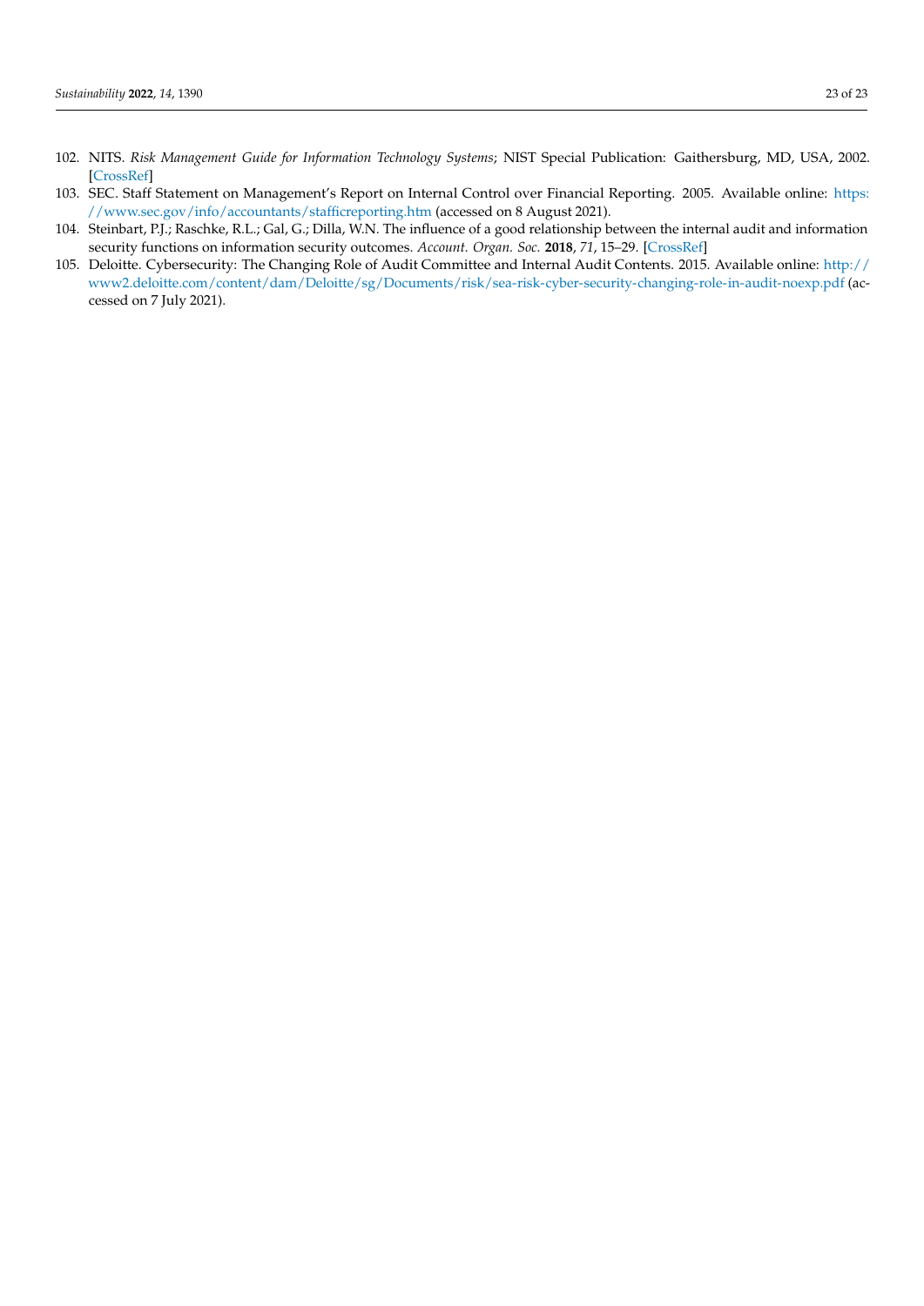102. NITS. *Risk Management Guide for Information Technology Systems*; NIST Special Publication: Gaithersburg, MD, USA, 2002. [CrossRef]
103. SEC. Staff Statement on Management's Report on Internal Control over Financial Reporting. 2005. Available online: https://www.sec.gov/info/accountants/stafficreporting.htm (accessed on 8 August 2021).
104. Steinbart, P.J.; Raschke, R.L.; Gal, G.; Dilla, W.N. The influence of a good relationship between the internal audit and information security functions on information security outcomes. *Account. Organ. Soc.* **2018**, *71*, 15–29. [CrossRef]
105. Deloitte. Cybersecurity: The Changing Role of Audit Committee and Internal Audit Contents. 2015. Available online: http://www2.deloitte.com/content/dam/Deloitte/sg/Documents/risk/sea-risk-cyber-security-changing-role-in-audit-noexp.pdf (accessed on 7 July 2021).